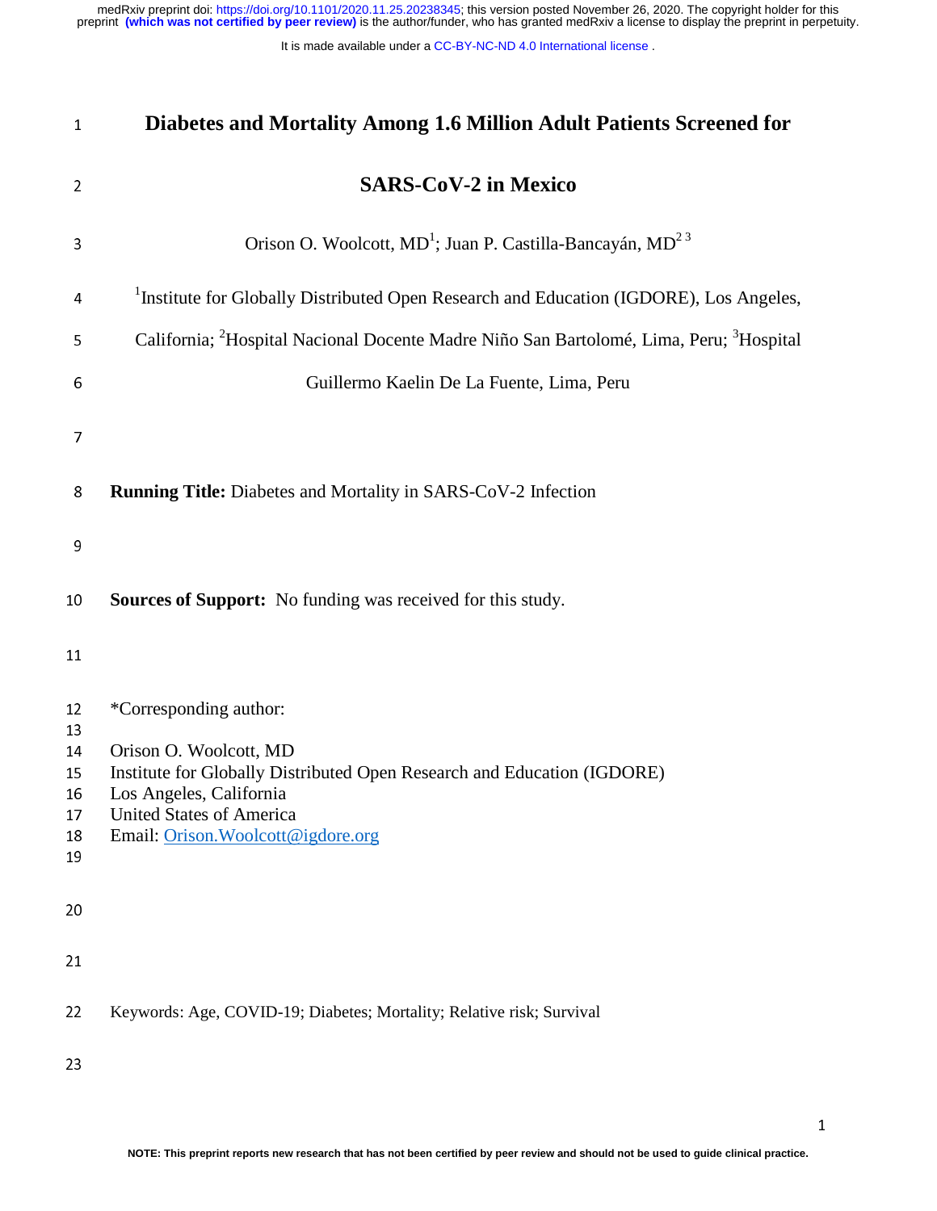# Diabetes and Mortality Among 1.6 Million Adult Patients Screened for SARS-CoV-2 in Mexico

Orison O. Woolcott, MD[1]; Juan P. Castilla-Bancayán, MD[2 3]

[1]Institute for Globally Distributed Open Research and Education (IGDORE), Los Angeles, California; [2]Hospital Nacional Docente Madre Niño San Bartolomé, Lima, Peru; [3]Hospital Guillermo Kaelin De La Fuente, Lima, Peru

**Running Title:** Diabetes and Mortality in SARS-CoV-2 Infection

**Sources of Support:** No funding was received for this study.

*Corresponding author:

Orison O. Woolcott, MD
Institute for Globally Distributed Open Research and Education (IGDORE)
Los Angeles, California
United States of America
Email: Orison.Woolcott@igdore.org

Keywords: Age, COVID-19; Diabetes; Mortality; Relative risk; Survival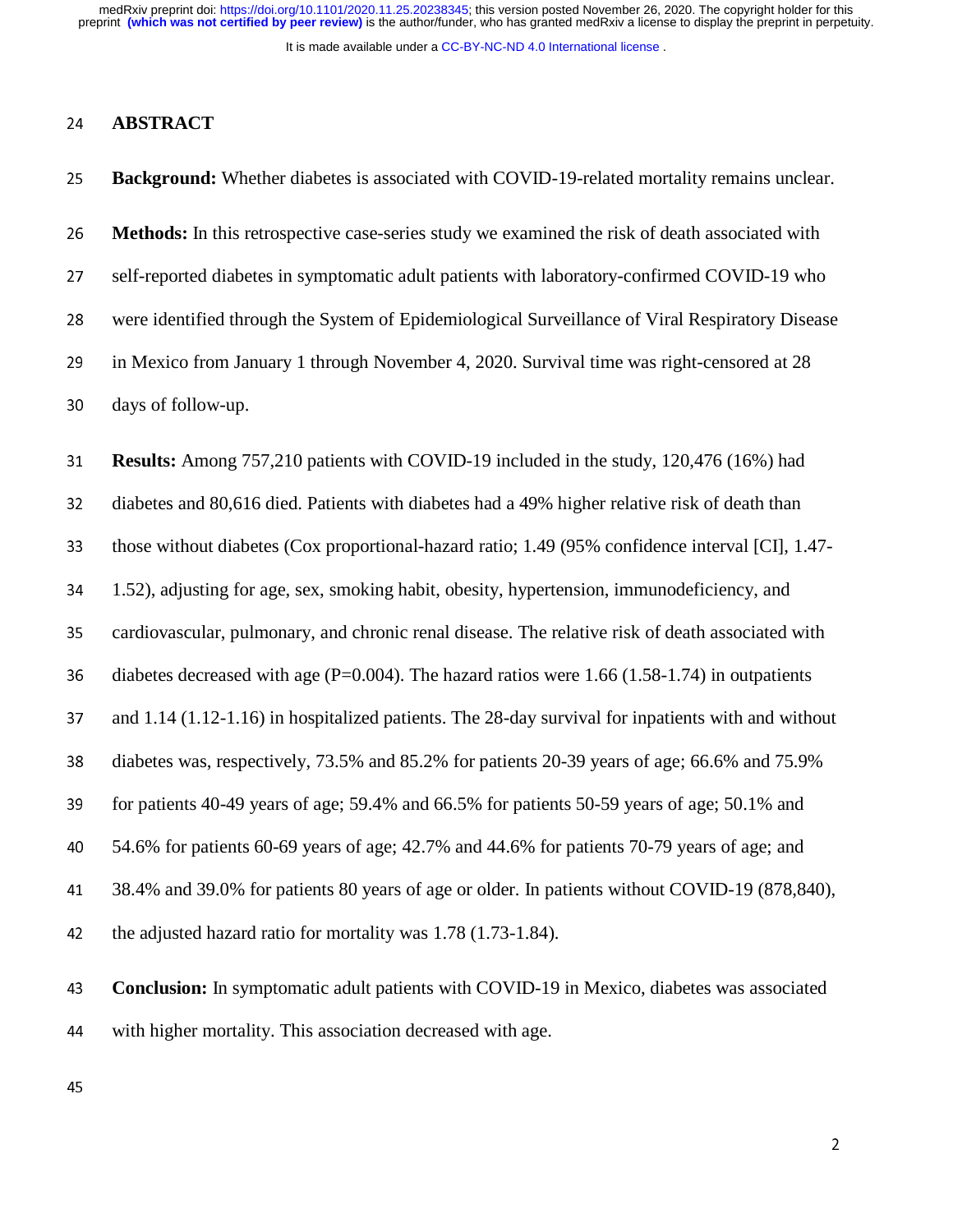## ABSTRACT

**Background:** Whether diabetes is associated with COVID-19-related mortality remains unclear.

**Methods:** In this retrospective case-series study we examined the risk of death associated with self-reported diabetes in symptomatic adult patients with laboratory-confirmed COVID-19 who were identified through the System of Epidemiological Surveillance of Viral Respiratory Disease in Mexico from January 1 through November 4, 2020. Survival time was right-censored at 28 days of follow-up.

**Results:** Among 757,210 patients with COVID-19 included in the study, 120,476 (16%) had diabetes and 80,616 died. Patients with diabetes had a 49% higher relative risk of death than those without diabetes (Cox proportional-hazard ratio; 1.49 (95% confidence interval [CI], 1.47-1.52), adjusting for age, sex, smoking habit, obesity, hypertension, immunodeficiency, and cardiovascular, pulmonary, and chronic renal disease. The relative risk of death associated with diabetes decreased with age (P=0.004). The hazard ratios were 1.66 (1.58-1.74) in outpatients and 1.14 (1.12-1.16) in hospitalized patients. The 28-day survival for inpatients with and without diabetes was, respectively, 73.5% and 85.2% for patients 20-39 years of age; 66.6% and 75.9% for patients 40-49 years of age; 59.4% and 66.5% for patients 50-59 years of age; 50.1% and 54.6% for patients 60-69 years of age; 42.7% and 44.6% for patients 70-79 years of age; and 38.4% and 39.0% for patients 80 years of age or older. In patients without COVID-19 (878,840), the adjusted hazard ratio for mortality was 1.78 (1.73-1.84).

**Conclusion:** In symptomatic adult patients with COVID-19 in Mexico, diabetes was associated with higher mortality. This association decreased with age.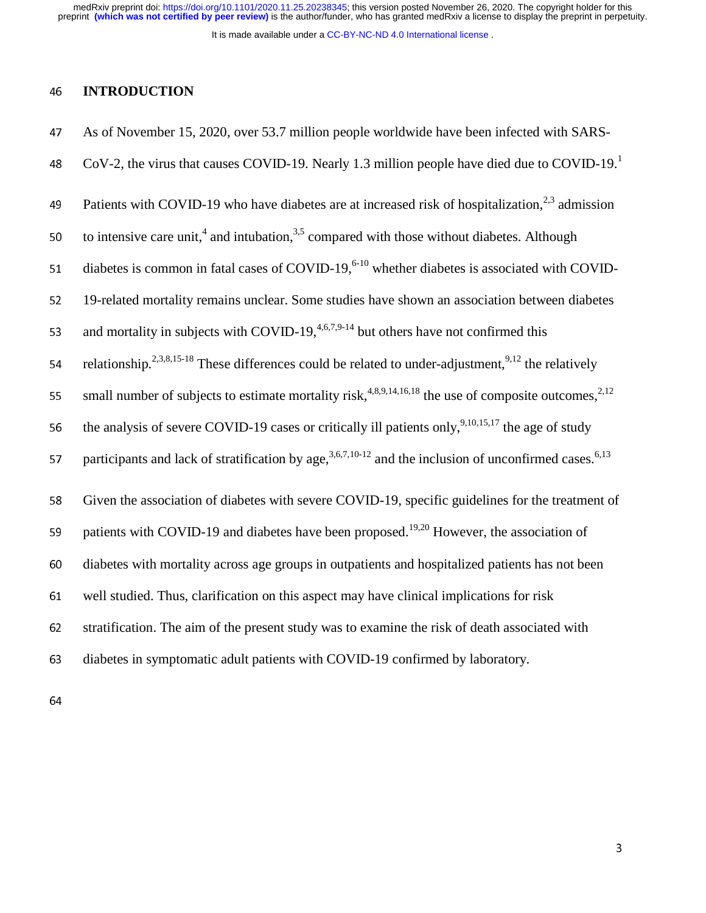# INTRODUCTION

As of November 15, 2020, over 53.7 million people worldwide have been infected with SARS-CoV-2, the virus that causes COVID-19. Nearly 1.3 million people have died due to COVID-19.[1] Patients with COVID-19 who have diabetes are at increased risk of hospitalization,[2,3] admission to intensive care unit,[4] and intubation,[3,5] compared with those without diabetes. Although diabetes is common in fatal cases of COVID-19,[6-10] whether diabetes is associated with COVID-19-related mortality remains unclear. Some studies have shown an association between diabetes and mortality in subjects with COVID-19,[4,6,7,9-14] but others have not confirmed this relationship.[2,3,8,15-18] These differences could be related to under-adjustment,[9,12] the relatively small number of subjects to estimate mortality risk,[4,8,9,14,16,18] the use of composite outcomes,[2,12] the analysis of severe COVID-19 cases or critically ill patients only,[9,10,15,17] the age of study participants and lack of stratification by age,[3,6,7,10-12] and the inclusion of unconfirmed cases.[6,13]

Given the association of diabetes with severe COVID-19, specific guidelines for the treatment of patients with COVID-19 and diabetes have been proposed.[19,20] However, the association of diabetes with mortality across age groups in outpatients and hospitalized patients has not been well studied. Thus, clarification on this aspect may have clinical implications for risk stratification. The aim of the present study was to examine the risk of death associated with diabetes in symptomatic adult patients with COVID-19 confirmed by laboratory.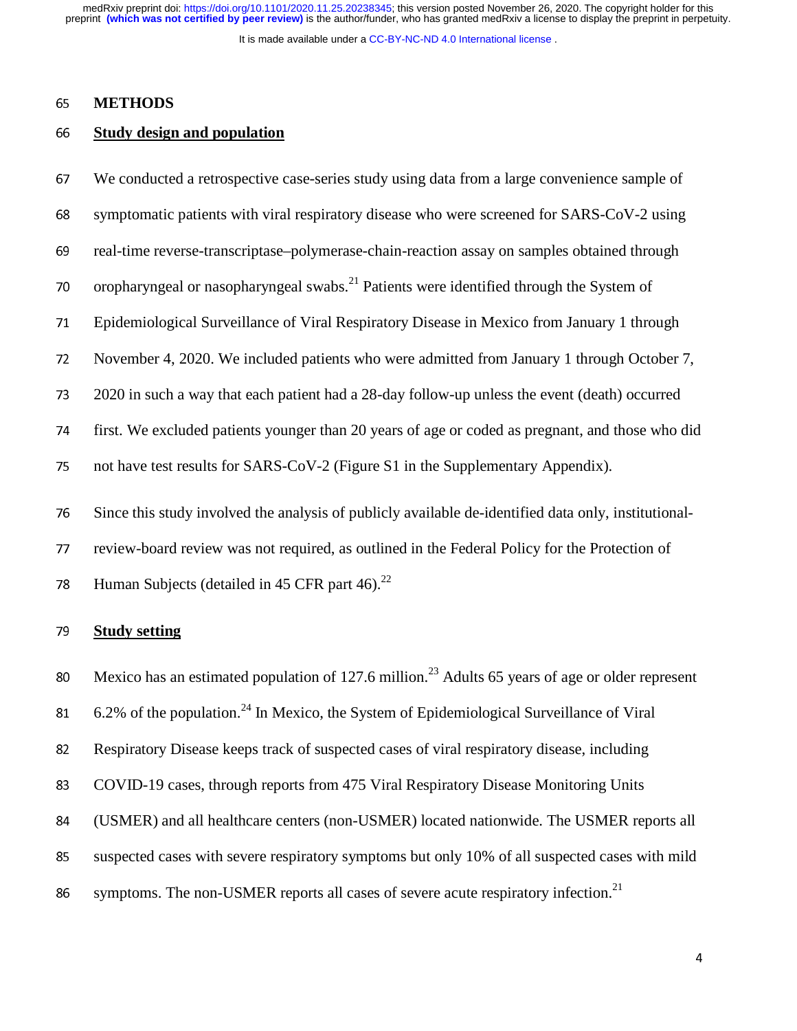## METHODS

### Study design and population

We conducted a retrospective case-series study using data from a large convenience sample of symptomatic patients with viral respiratory disease who were screened for SARS-CoV-2 using real-time reverse-transcriptase–polymerase-chain-reaction assay on samples obtained through oropharyngeal or nasopharyngeal swabs.[21] Patients were identified through the System of Epidemiological Surveillance of Viral Respiratory Disease in Mexico from January 1 through November 4, 2020. We included patients who were admitted from January 1 through October 7, 2020 in such a way that each patient had a 28-day follow-up unless the event (death) occurred first. We excluded patients younger than 20 years of age or coded as pregnant, and those who did not have test results for SARS-CoV-2 (Figure S1 in the Supplementary Appendix).

Since this study involved the analysis of publicly available de-identified data only, institutional-review-board review was not required, as outlined in the Federal Policy for the Protection of Human Subjects (detailed in 45 CFR part 46).[22]

### Study setting

Mexico has an estimated population of 127.6 million.[23] Adults 65 years of age or older represent 6.2% of the population.[24] In Mexico, the System of Epidemiological Surveillance of Viral Respiratory Disease keeps track of suspected cases of viral respiratory disease, including COVID-19 cases, through reports from 475 Viral Respiratory Disease Monitoring Units (USMER) and all healthcare centers (non-USMER) located nationwide. The USMER reports all suspected cases with severe respiratory symptoms but only 10% of all suspected cases with mild symptoms. The non-USMER reports all cases of severe acute respiratory infection.[21]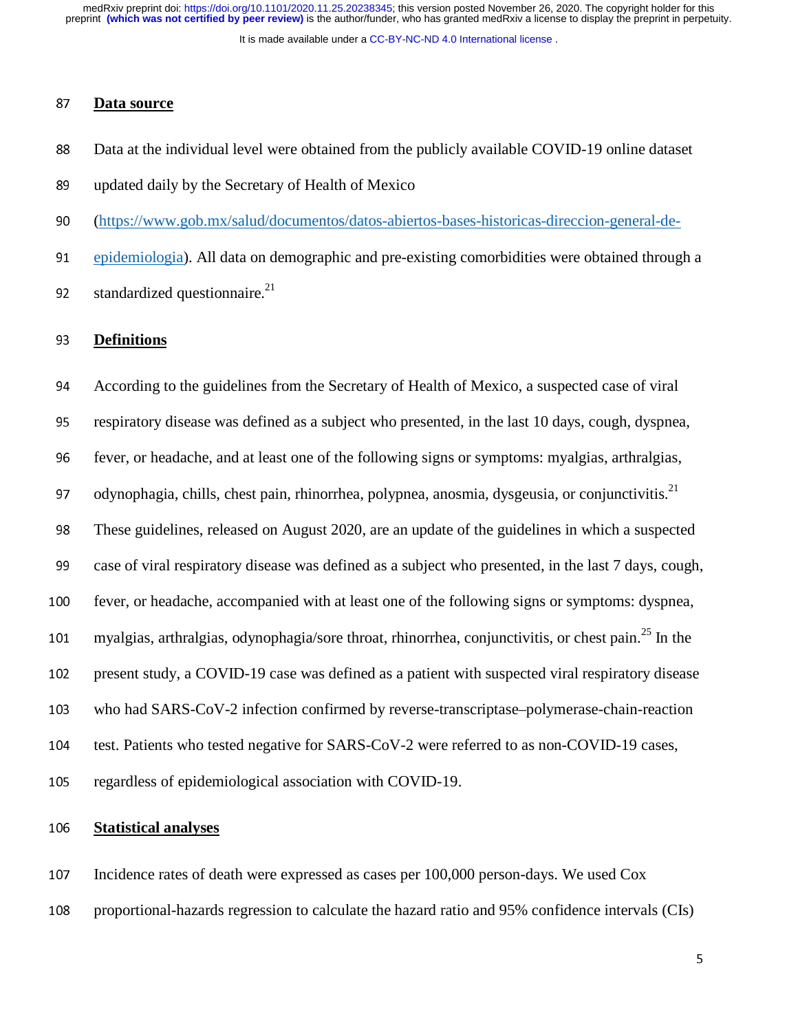## Data source

Data at the individual level were obtained from the publicly available COVID-19 online dataset updated daily by the Secretary of Health of Mexico (https://www.gob.mx/salud/documentos/datos-abiertos-bases-historicas-direccion-general-de-epidemiologia). All data on demographic and pre-existing comorbidities were obtained through a standardized questionnaire.[21]

## Definitions

According to the guidelines from the Secretary of Health of Mexico, a suspected case of viral respiratory disease was defined as a subject who presented, in the last 10 days, cough, dyspnea, fever, or headache, and at least one of the following signs or symptoms: myalgias, arthralgias, odynophagia, chills, chest pain, rhinorrhea, polypnea, anosmia, dysgeusia, or conjunctivitis.[21] These guidelines, released on August 2020, are an update of the guidelines in which a suspected case of viral respiratory disease was defined as a subject who presented, in the last 7 days, cough, fever, or headache, accompanied with at least one of the following signs or symptoms: dyspnea, myalgias, arthralgias, odynophagia/sore throat, rhinorrhea, conjunctivitis, or chest pain.[25] In the present study, a COVID-19 case was defined as a patient with suspected viral respiratory disease who had SARS-CoV-2 infection confirmed by reverse-transcriptase–polymerase-chain-reaction test. Patients who tested negative for SARS-CoV-2 were referred to as non-COVID-19 cases, regardless of epidemiological association with COVID-19.

## Statistical analyses

Incidence rates of death were expressed as cases per 100,000 person-days. We used Cox proportional-hazards regression to calculate the hazard ratio and 95% confidence intervals (CIs)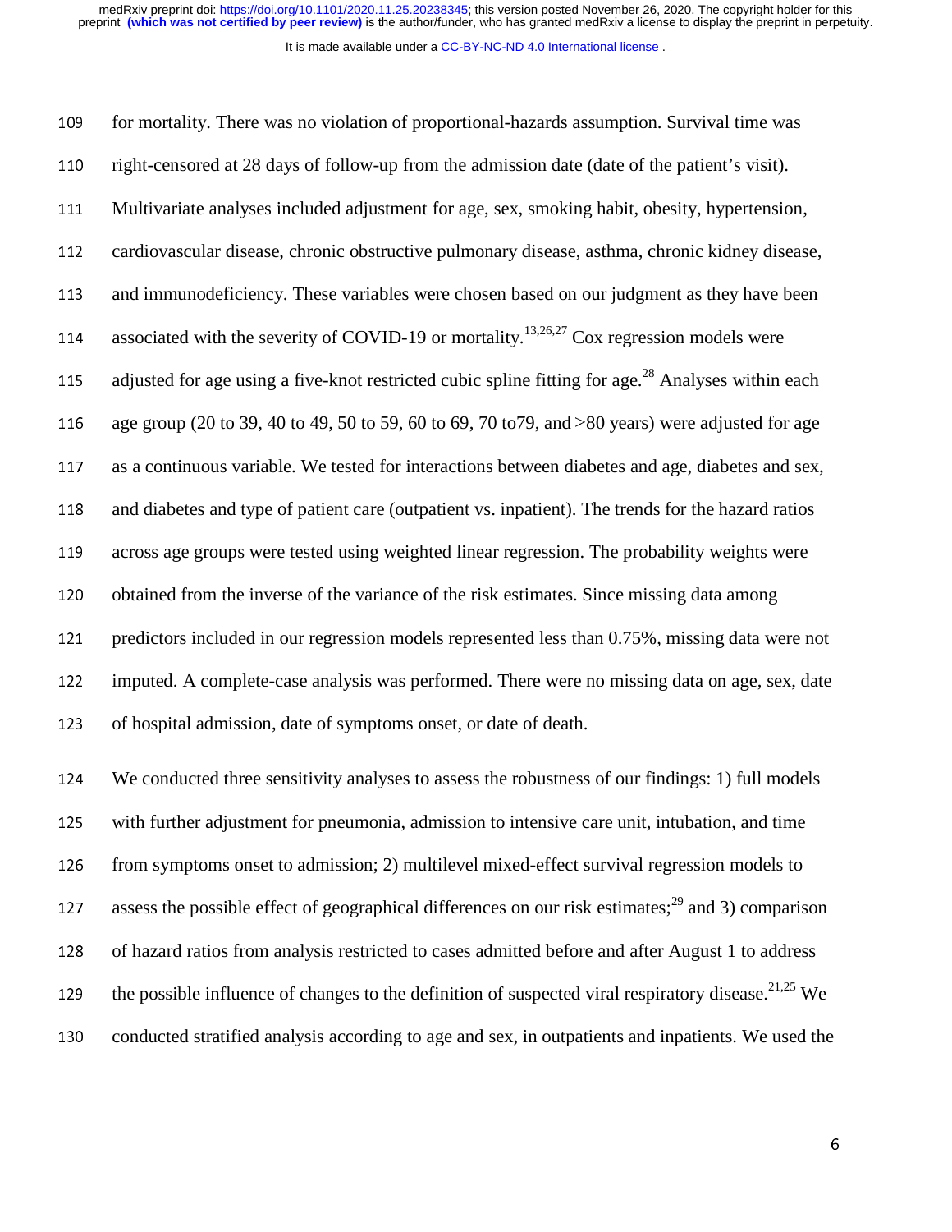for mortality. There was no violation of proportional-hazards assumption. Survival time was right-censored at 28 days of follow-up from the admission date (date of the patient's visit). Multivariate analyses included adjustment for age, sex, smoking habit, obesity, hypertension, cardiovascular disease, chronic obstructive pulmonary disease, asthma, chronic kidney disease, and immunodeficiency. These variables were chosen based on our judgment as they have been associated with the severity of COVID-19 or mortality.[13,26,27] Cox regression models were adjusted for age using a five-knot restricted cubic spline fitting for age.[28] Analyses within each age group (20 to 39, 40 to 49, 50 to 59, 60 to 69, 70 to79, and ≥80 years) were adjusted for age as a continuous variable. We tested for interactions between diabetes and age, diabetes and sex, and diabetes and type of patient care (outpatient vs. inpatient). The trends for the hazard ratios across age groups were tested using weighted linear regression. The probability weights were obtained from the inverse of the variance of the risk estimates. Since missing data among predictors included in our regression models represented less than 0.75%, missing data were not imputed. A complete-case analysis was performed. There were no missing data on age, sex, date of hospital admission, date of symptoms onset, or date of death.

We conducted three sensitivity analyses to assess the robustness of our findings: 1) full models with further adjustment for pneumonia, admission to intensive care unit, intubation, and time from symptoms onset to admission; 2) multilevel mixed-effect survival regression models to assess the possible effect of geographical differences on our risk estimates;[29] and 3) comparison of hazard ratios from analysis restricted to cases admitted before and after August 1 to address the possible influence of changes to the definition of suspected viral respiratory disease.[21,25] We conducted stratified analysis according to age and sex, in outpatients and inpatients. We used the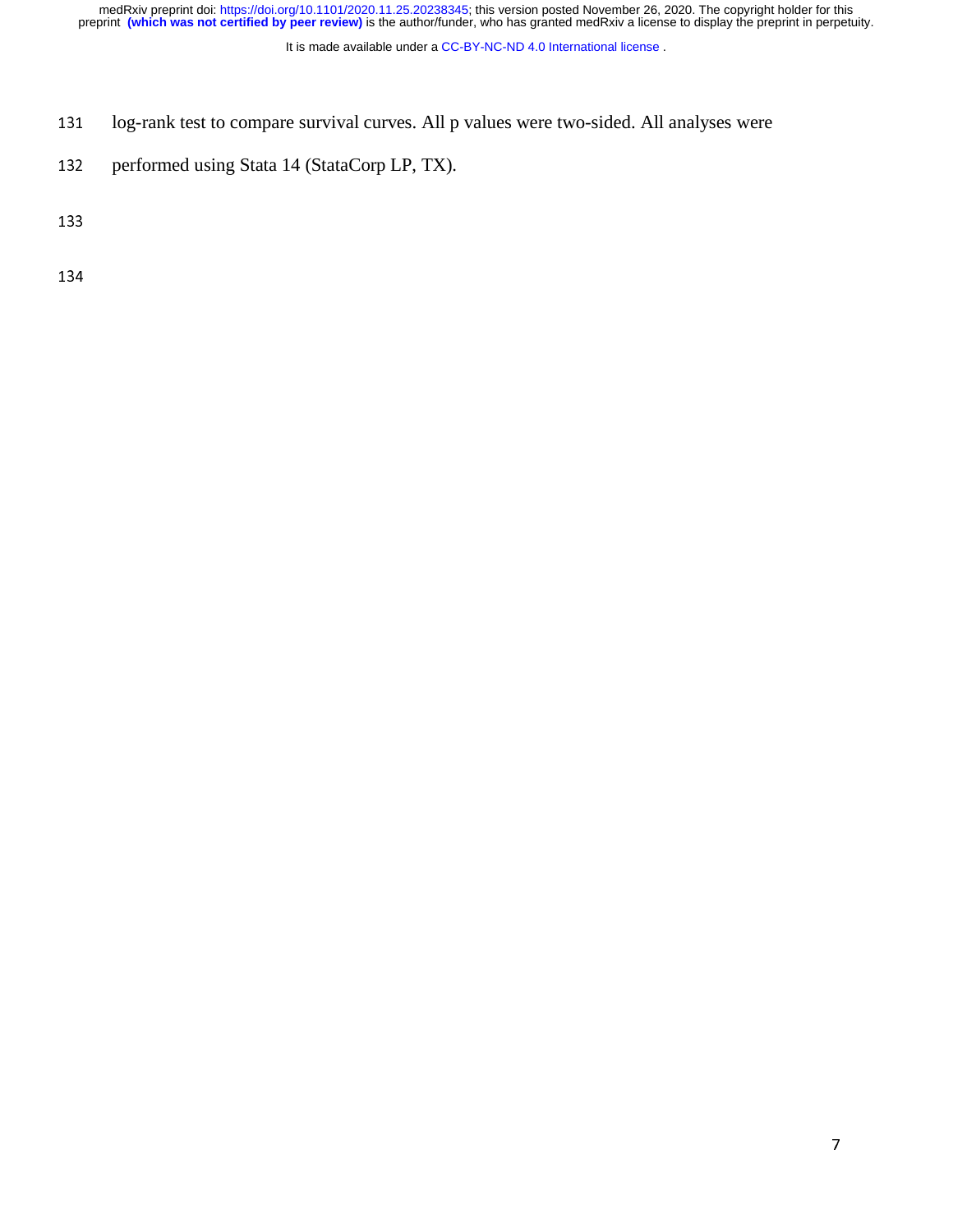log-rank test to compare survival curves. All p values were two-sided. All analyses were performed using Stata 14 (StataCorp LP, TX).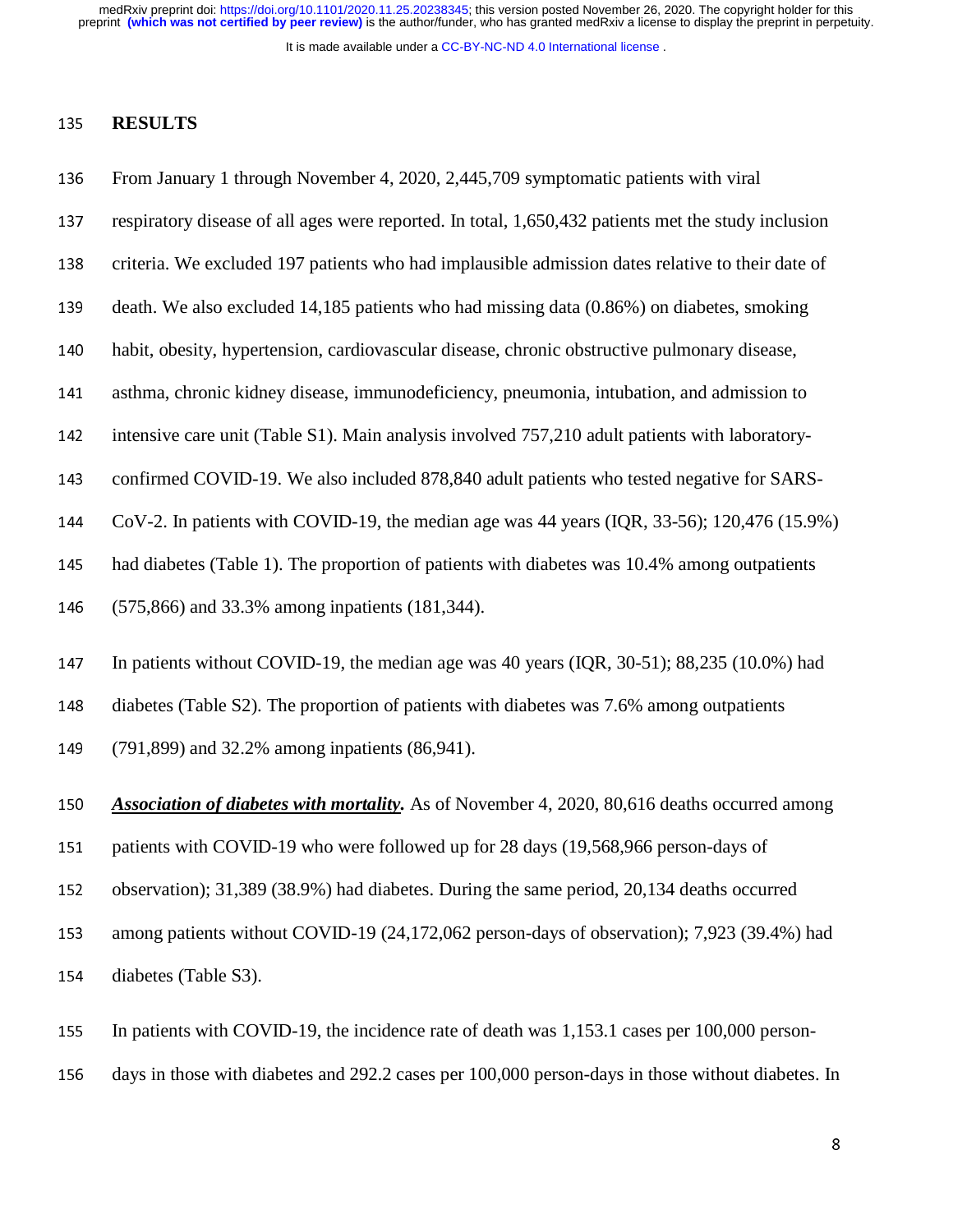## RESULTS

From January 1 through November 4, 2020, 2,445,709 symptomatic patients with viral respiratory disease of all ages were reported. In total, 1,650,432 patients met the study inclusion criteria. We excluded 197 patients who had implausible admission dates relative to their date of death. We also excluded 14,185 patients who had missing data (0.86%) on diabetes, smoking habit, obesity, hypertension, cardiovascular disease, chronic obstructive pulmonary disease, asthma, chronic kidney disease, immunodeficiency, pneumonia, intubation, and admission to intensive care unit (Table S1). Main analysis involved 757,210 adult patients with laboratory-confirmed COVID-19. We also included 878,840 adult patients who tested negative for SARS-CoV-2. In patients with COVID-19, the median age was 44 years (IQR, 33-56); 120,476 (15.9%) had diabetes (Table 1). The proportion of patients with diabetes was 10.4% among outpatients (575,866) and 33.3% among inpatients (181,344).

In patients without COVID-19, the median age was 40 years (IQR, 30-51); 88,235 (10.0%) had diabetes (Table S2). The proportion of patients with diabetes was 7.6% among outpatients (791,899) and 32.2% among inpatients (86,941).

***Association of diabetes with mortality.*** As of November 4, 2020, 80,616 deaths occurred among patients with COVID-19 who were followed up for 28 days (19,568,966 person-days of observation); 31,389 (38.9%) had diabetes. During the same period, 20,134 deaths occurred among patients without COVID-19 (24,172,062 person-days of observation); 7,923 (39.4%) had diabetes (Table S3).

In patients with COVID-19, the incidence rate of death was 1,153.1 cases per 100,000 person-days in those with diabetes and 292.2 cases per 100,000 person-days in those without diabetes. In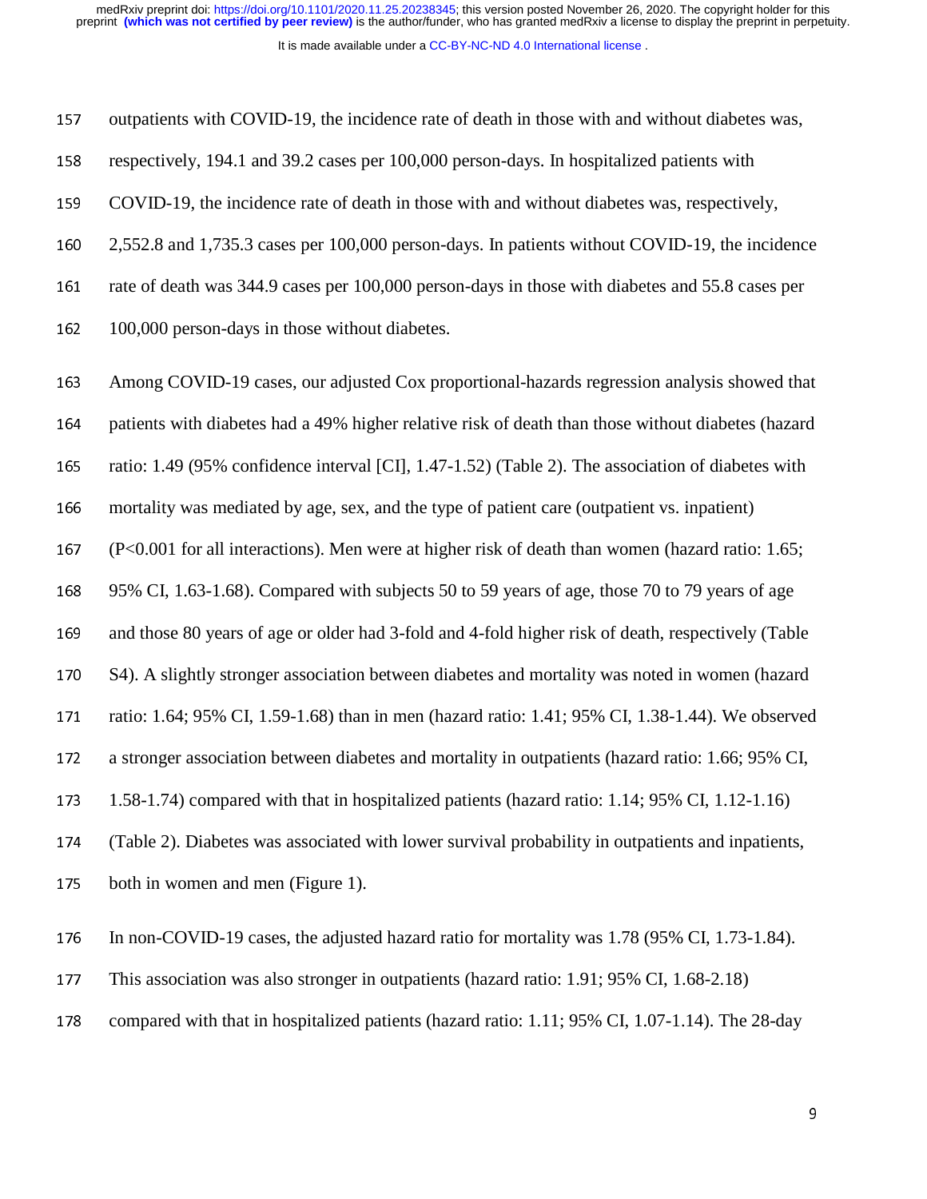outpatients with COVID-19, the incidence rate of death in those with and without diabetes was, respectively, 194.1 and 39.2 cases per 100,000 person-days. In hospitalized patients with COVID-19, the incidence rate of death in those with and without diabetes was, respectively, 2,552.8 and 1,735.3 cases per 100,000 person-days. In patients without COVID-19, the incidence rate of death was 344.9 cases per 100,000 person-days in those with diabetes and 55.8 cases per 100,000 person-days in those without diabetes.

Among COVID-19 cases, our adjusted Cox proportional-hazards regression analysis showed that patients with diabetes had a 49% higher relative risk of death than those without diabetes (hazard ratio: 1.49 (95% confidence interval [CI], 1.47-1.52) (Table 2). The association of diabetes with mortality was mediated by age, sex, and the type of patient care (outpatient vs. inpatient) ($P<0.001$ for all interactions). Men were at higher risk of death than women (hazard ratio: 1.65; 95% CI, 1.63-1.68). Compared with subjects 50 to 59 years of age, those 70 to 79 years of age and those 80 years of age or older had 3-fold and 4-fold higher risk of death, respectively (Table S4). A slightly stronger association between diabetes and mortality was noted in women (hazard ratio: 1.64; 95% CI, 1.59-1.68) than in men (hazard ratio: 1.41; 95% CI, 1.38-1.44). We observed a stronger association between diabetes and mortality in outpatients (hazard ratio: 1.66; 95% CI, 1.58-1.74) compared with that in hospitalized patients (hazard ratio: 1.14; 95% CI, 1.12-1.16) (Table 2). Diabetes was associated with lower survival probability in outpatients and inpatients, both in women and men (Figure 1).

In non-COVID-19 cases, the adjusted hazard ratio for mortality was 1.78 (95% CI, 1.73-1.84). This association was also stronger in outpatients (hazard ratio: 1.91; 95% CI, 1.68-2.18) compared with that in hospitalized patients (hazard ratio: 1.11; 95% CI, 1.07-1.14). The 28-day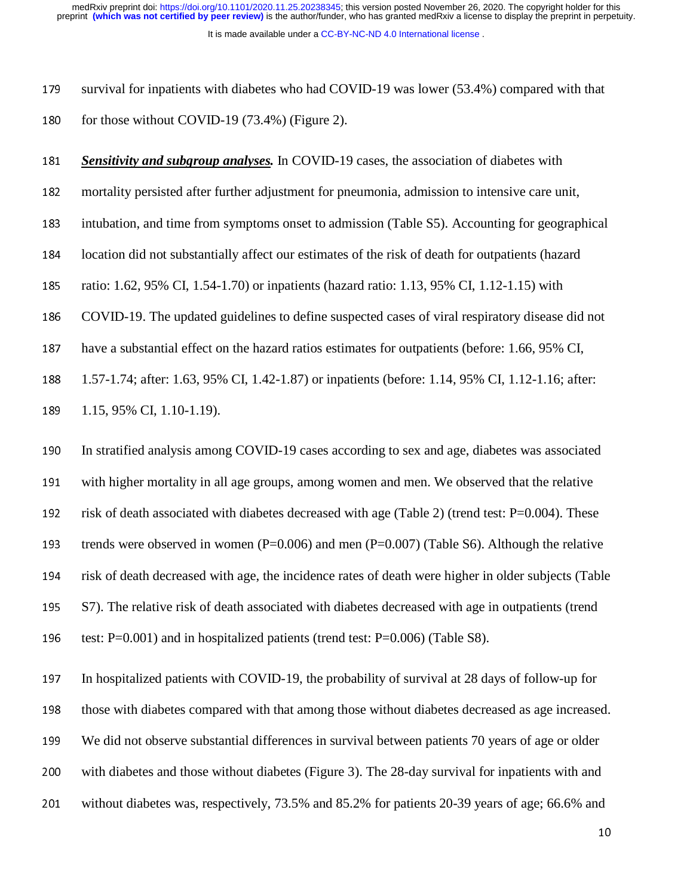survival for inpatients with diabetes who had COVID-19 was lower (53.4%) compared with that for those without COVID-19 (73.4%) (Figure 2).

***Sensitivity and subgroup analyses.*** In COVID-19 cases, the association of diabetes with mortality persisted after further adjustment for pneumonia, admission to intensive care unit, intubation, and time from symptoms onset to admission (Table S5). Accounting for geographical location did not substantially affect our estimates of the risk of death for outpatients (hazard ratio: 1.62, 95% CI, 1.54-1.70) or inpatients (hazard ratio: 1.13, 95% CI, 1.12-1.15) with COVID-19. The updated guidelines to define suspected cases of viral respiratory disease did not have a substantial effect on the hazard ratios estimates for outpatients (before: 1.66, 95% CI, 1.57-1.74; after: 1.63, 95% CI, 1.42-1.87) or inpatients (before: 1.14, 95% CI, 1.12-1.16; after: 1.15, 95% CI, 1.10-1.19).

In stratified analysis among COVID-19 cases according to sex and age, diabetes was associated with higher mortality in all age groups, among women and men. We observed that the relative risk of death associated with diabetes decreased with age (Table 2) (trend test: P=0.004). These trends were observed in women (P=0.006) and men (P=0.007) (Table S6). Although the relative risk of death decreased with age, the incidence rates of death were higher in older subjects (Table S7). The relative risk of death associated with diabetes decreased with age in outpatients (trend test: P=0.001) and in hospitalized patients (trend test: P=0.006) (Table S8).

In hospitalized patients with COVID-19, the probability of survival at 28 days of follow-up for those with diabetes compared with that among those without diabetes decreased as age increased. We did not observe substantial differences in survival between patients 70 years of age or older with diabetes and those without diabetes (Figure 3). The 28-day survival for inpatients with and without diabetes was, respectively, 73.5% and 85.2% for patients 20-39 years of age; 66.6% and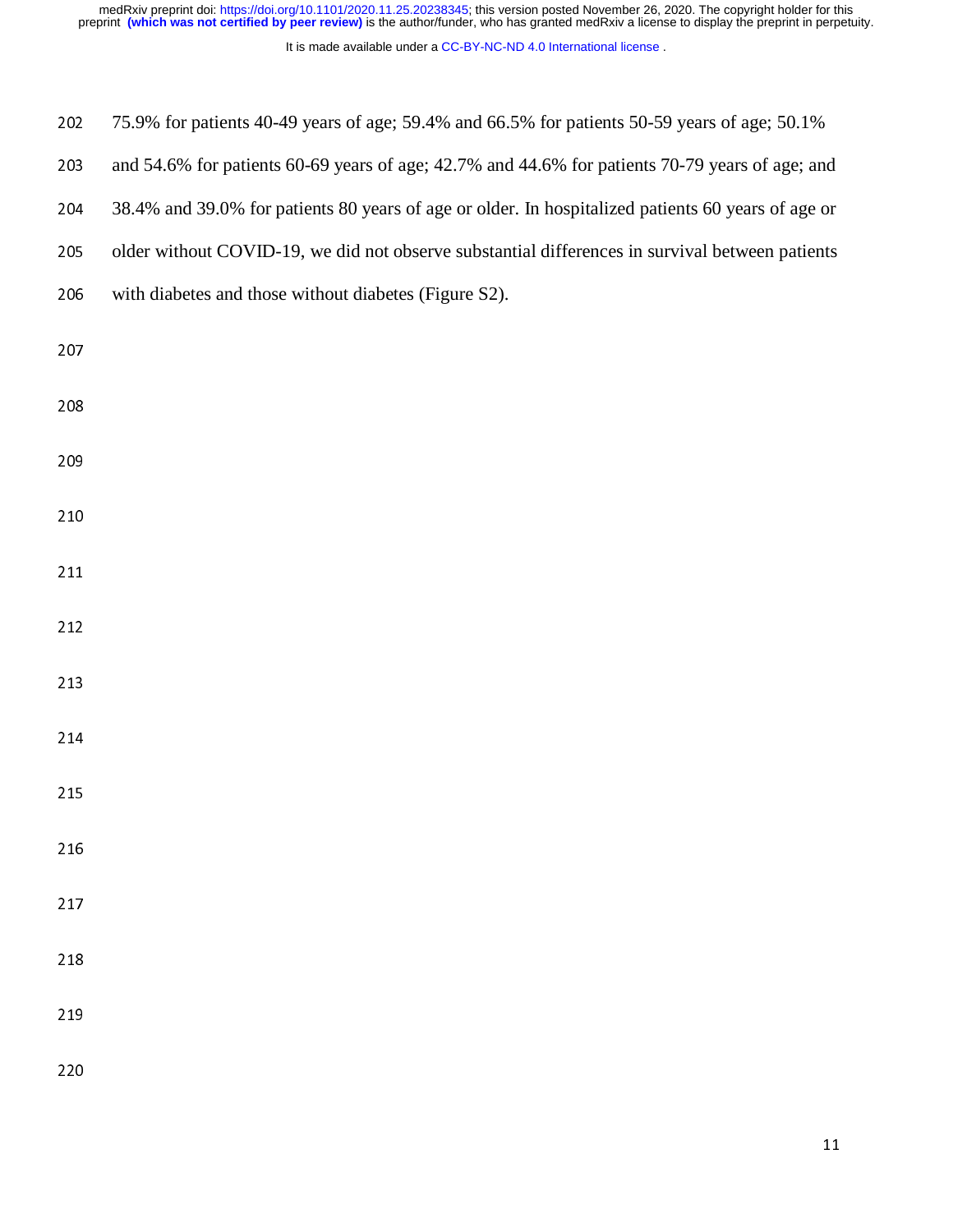75.9% for patients 40-49 years of age; 59.4% and 66.5% for patients 50-59 years of age; 50.1% and 54.6% for patients 60-69 years of age; 42.7% and 44.6% for patients 70-79 years of age; and 38.4% and 39.0% for patients 80 years of age or older. In hospitalized patients 60 years of age or older without COVID-19, we did not observe substantial differences in survival between patients with diabetes and those without diabetes (Figure S2).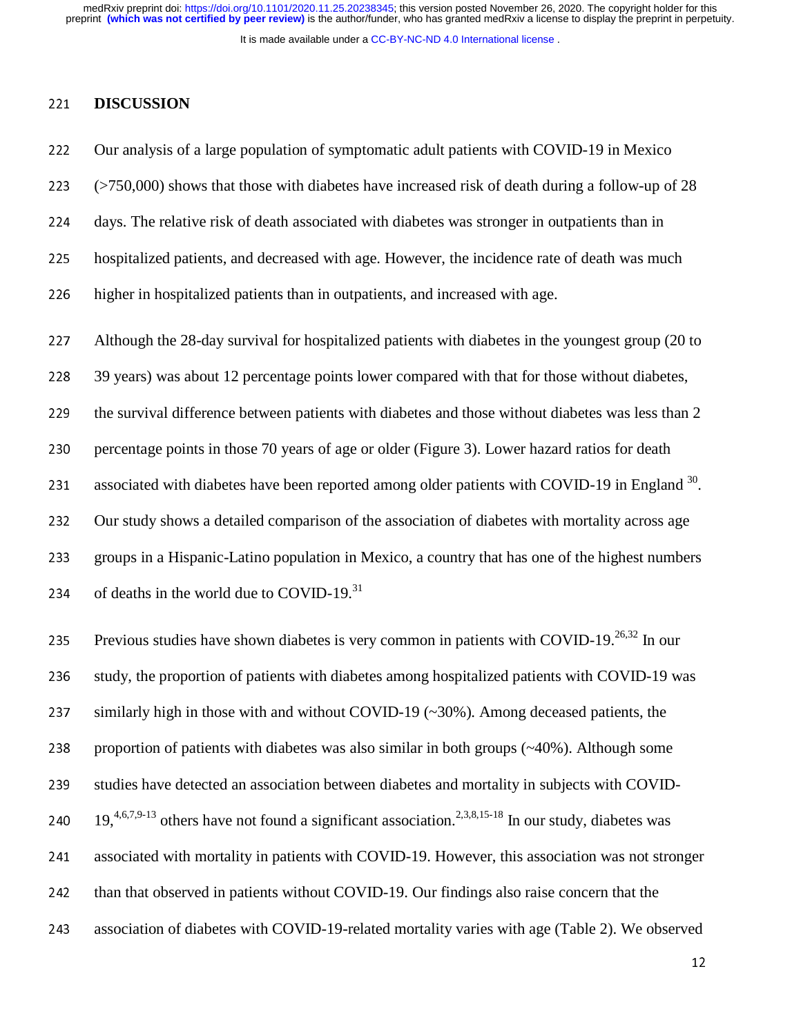## DISCUSSION

Our analysis of a large population of symptomatic adult patients with COVID-19 in Mexico (>750,000) shows that those with diabetes have increased risk of death during a follow-up of 28 days. The relative risk of death associated with diabetes was stronger in outpatients than in hospitalized patients, and decreased with age. However, the incidence rate of death was much higher in hospitalized patients than in outpatients, and increased with age.

Although the 28-day survival for hospitalized patients with diabetes in the youngest group (20 to 39 years) was about 12 percentage points lower compared with that for those without diabetes, the survival difference between patients with diabetes and those without diabetes was less than 2 percentage points in those 70 years of age or older (Figure 3). Lower hazard ratios for death associated with diabetes have been reported among older patients with COVID-19 in England [30]. Our study shows a detailed comparison of the association of diabetes with mortality across age groups in a Hispanic-Latino population in Mexico, a country that has one of the highest numbers of deaths in the world due to COVID-19.[31]

Previous studies have shown diabetes is very common in patients with COVID-19.[26,32] In our study, the proportion of patients with diabetes among hospitalized patients with COVID-19 was similarly high in those with and without COVID-19 (~30%). Among deceased patients, the proportion of patients with diabetes was also similar in both groups (~40%). Although some studies have detected an association between diabetes and mortality in subjects with COVID-19,[4,6,7,9-13] others have not found a significant association.[2,3,8,15-18] In our study, diabetes was associated with mortality in patients with COVID-19. However, this association was not stronger than that observed in patients without COVID-19. Our findings also raise concern that the association of diabetes with COVID-19-related mortality varies with age (Table 2). We observed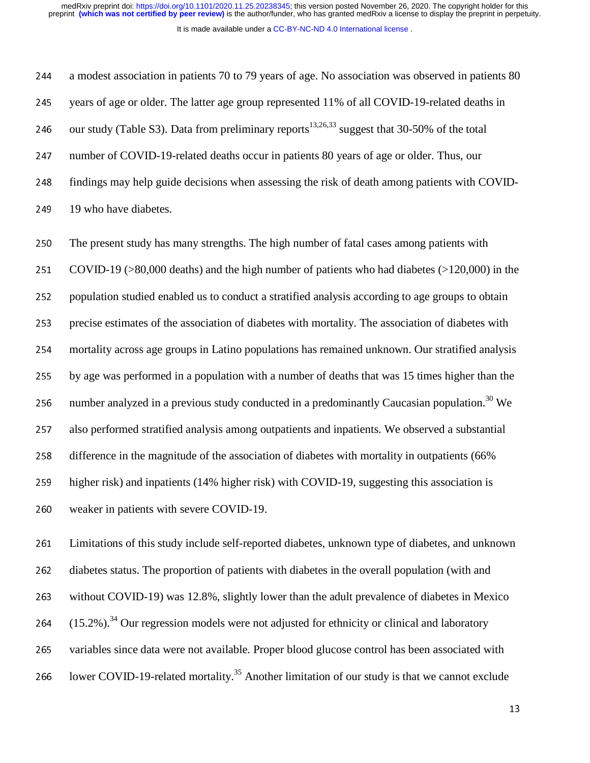a modest association in patients 70 to 79 years of age. No association was observed in patients 80 years of age or older. The latter age group represented 11% of all COVID-19-related deaths in our study (Table S3). Data from preliminary reports[13,26,33] suggest that 30-50% of the total number of COVID-19-related deaths occur in patients 80 years of age or older. Thus, our findings may help guide decisions when assessing the risk of death among patients with COVID-19 who have diabetes.

The present study has many strengths. The high number of fatal cases among patients with COVID-19 (>80,000 deaths) and the high number of patients who had diabetes (>120,000) in the population studied enabled us to conduct a stratified analysis according to age groups to obtain precise estimates of the association of diabetes with mortality. The association of diabetes with mortality across age groups in Latino populations has remained unknown. Our stratified analysis by age was performed in a population with a number of deaths that was 15 times higher than the number analyzed in a previous study conducted in a predominantly Caucasian population.[30] We also performed stratified analysis among outpatients and inpatients. We observed a substantial difference in the magnitude of the association of diabetes with mortality in outpatients (66% higher risk) and inpatients (14% higher risk) with COVID-19, suggesting this association is weaker in patients with severe COVID-19.

Limitations of this study include self-reported diabetes, unknown type of diabetes, and unknown diabetes status. The proportion of patients with diabetes in the overall population (with and without COVID-19) was 12.8%, slightly lower than the adult prevalence of diabetes in Mexico (15.2%).[34] Our regression models were not adjusted for ethnicity or clinical and laboratory variables since data were not available. Proper blood glucose control has been associated with lower COVID-19-related mortality.[35] Another limitation of our study is that we cannot exclude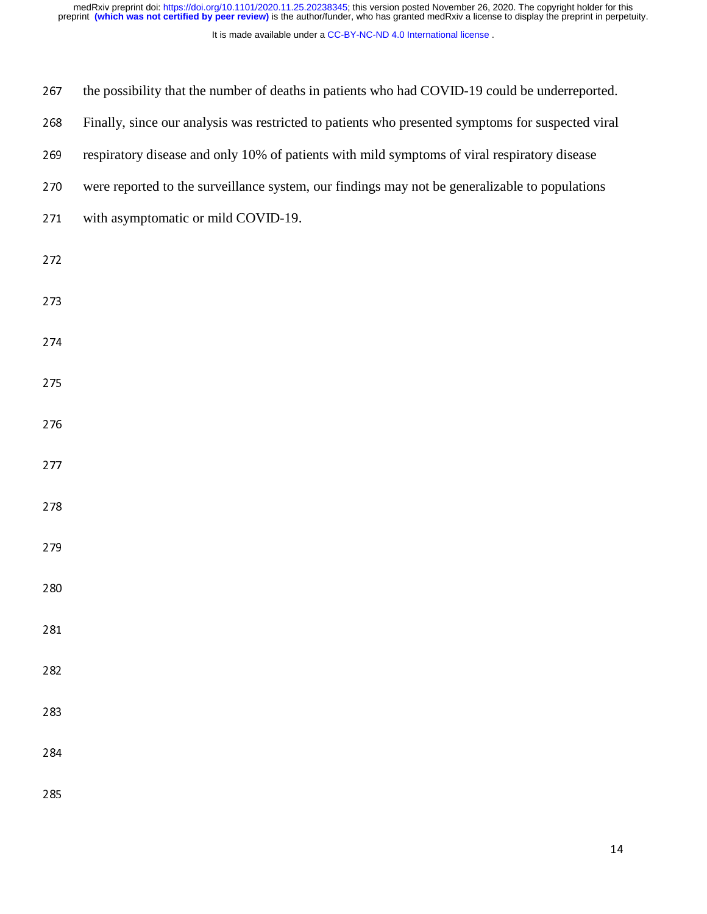the possibility that the number of deaths in patients who had COVID-19 could be underreported. Finally, since our analysis was restricted to patients who presented symptoms for suspected viral respiratory disease and only 10% of patients with mild symptoms of viral respiratory disease were reported to the surveillance system, our findings may not be generalizable to populations with asymptomatic or mild COVID-19.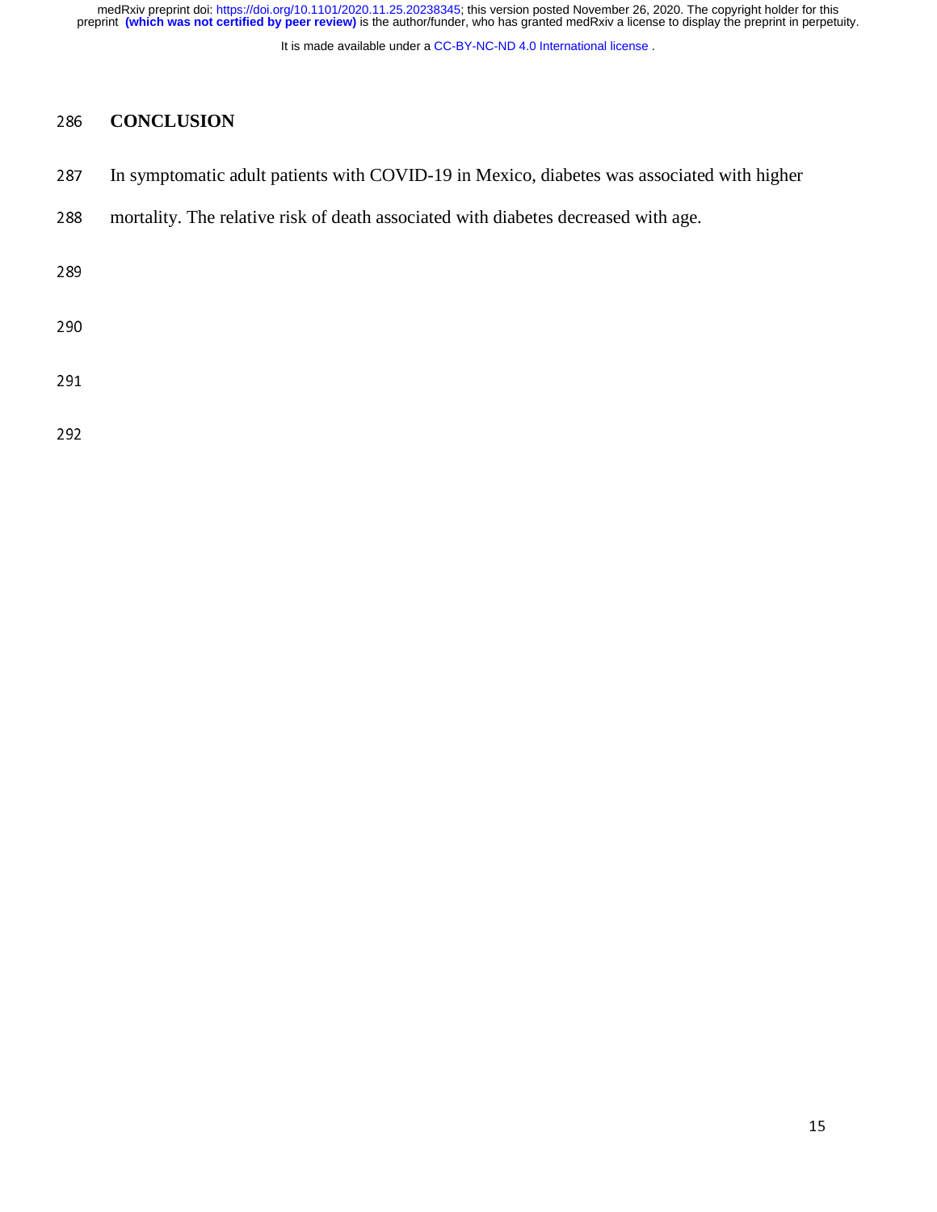## CONCLUSION

In symptomatic adult patients with COVID-19 in Mexico, diabetes was associated with higher mortality. The relative risk of death associated with diabetes decreased with age.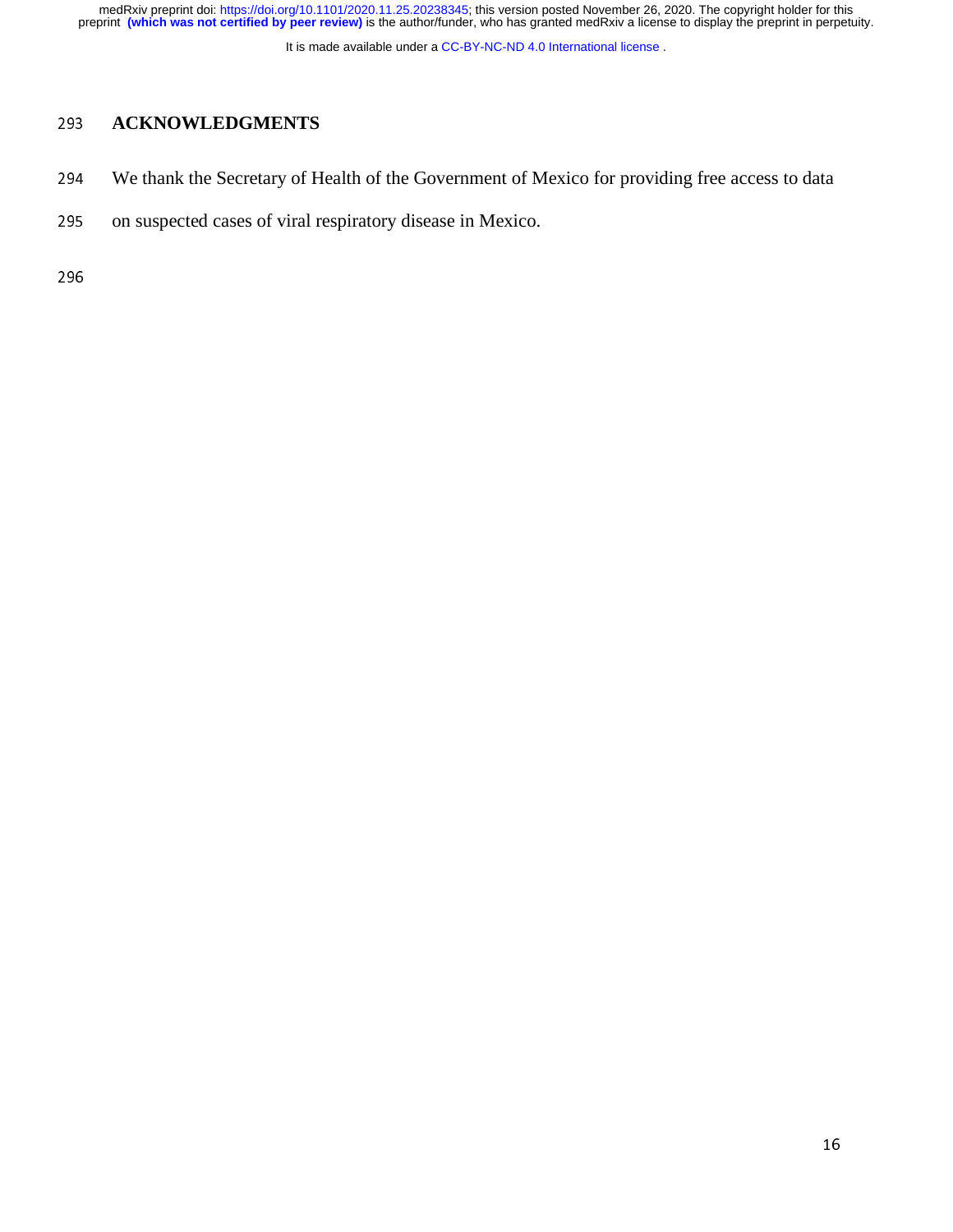## ACKNOWLEDGMENTS

We thank the Secretary of Health of the Government of Mexico for providing free access to data on suspected cases of viral respiratory disease in Mexico.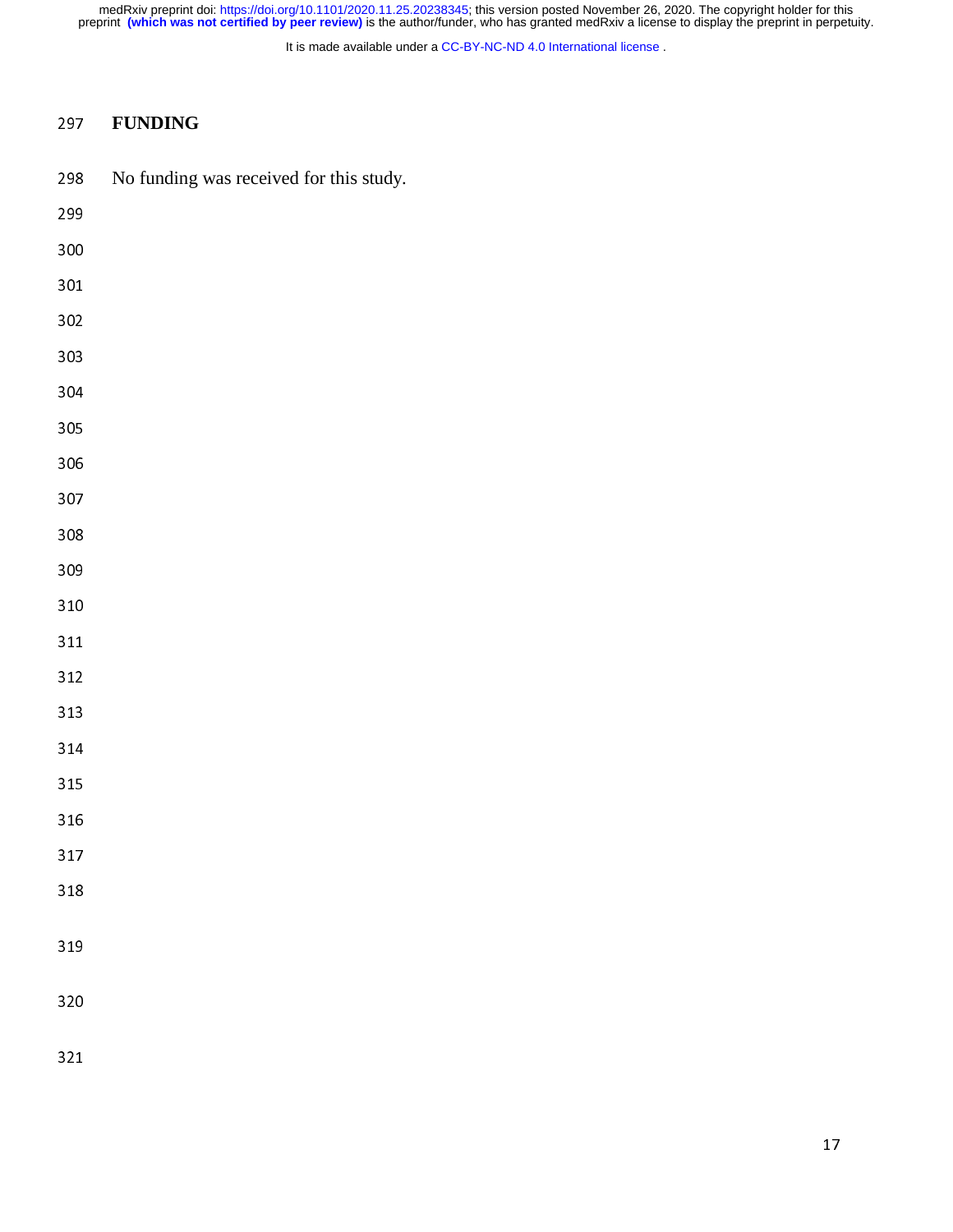## FUNDING

No funding was received for this study.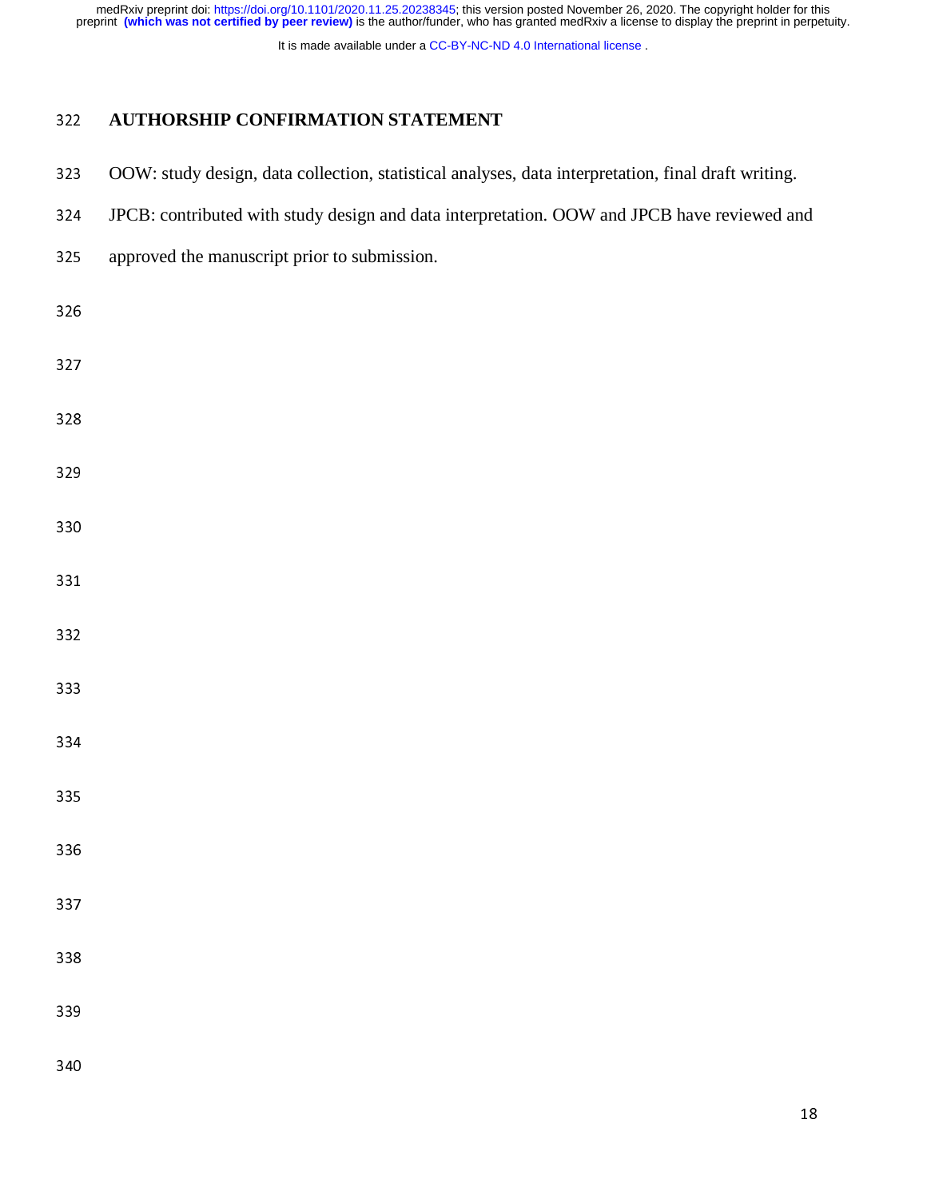## AUTHORSHIP CONFIRMATION STATEMENT

OOW: study design, data collection, statistical analyses, data interpretation, final draft writing. JPCB: contributed with study design and data interpretation. OOW and JPCB have reviewed and approved the manuscript prior to submission.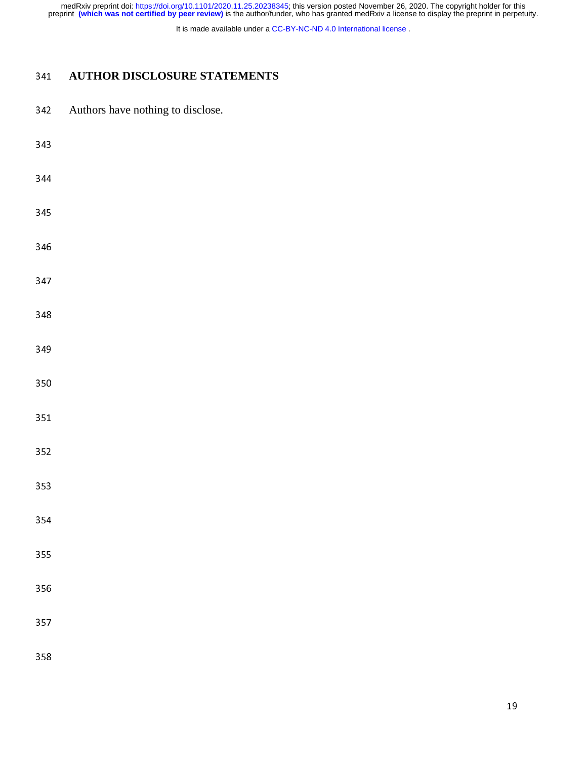## AUTHOR DISCLOSURE STATEMENTS

Authors have nothing to disclose.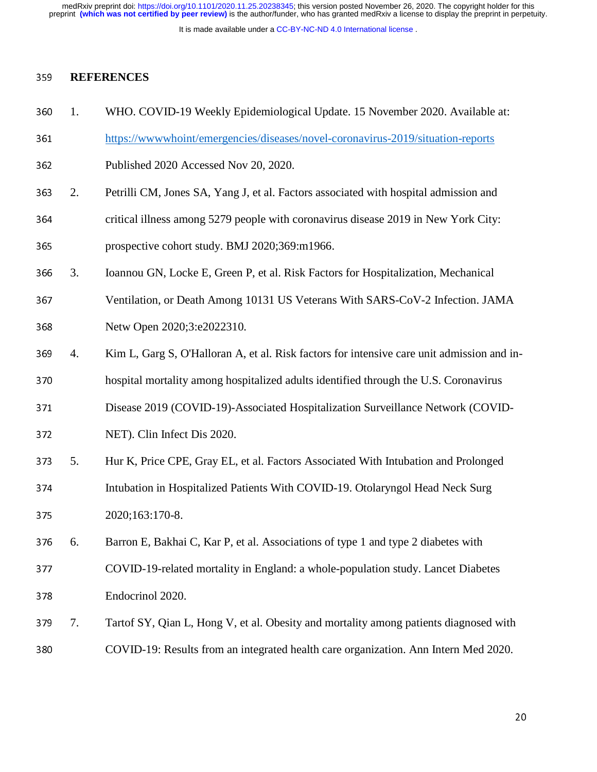## REFERENCES

1. WHO. COVID-19 Weekly Epidemiological Update. 15 November 2020. Available at: https://wwwwhoint/emergencies/diseases/novel-coronavirus-2019/situation-reports Published 2020 Accessed Nov 20, 2020.
2. Petrilli CM, Jones SA, Yang J, et al. Factors associated with hospital admission and critical illness among 5279 people with coronavirus disease 2019 in New York City: prospective cohort study. BMJ 2020;369:m1966.
3. Ioannou GN, Locke E, Green P, et al. Risk Factors for Hospitalization, Mechanical Ventilation, or Death Among 10131 US Veterans With SARS-CoV-2 Infection. JAMA Netw Open 2020;3:e2022310.
4. Kim L, Garg S, O'Halloran A, et al. Risk factors for intensive care unit admission and in-hospital mortality among hospitalized adults identified through the U.S. Coronavirus Disease 2019 (COVID-19)-Associated Hospitalization Surveillance Network (COVID-NET). Clin Infect Dis 2020.
5. Hur K, Price CPE, Gray EL, et al. Factors Associated With Intubation and Prolonged Intubation in Hospitalized Patients With COVID-19. Otolaryngol Head Neck Surg 2020;163:170-8.
6. Barron E, Bakhai C, Kar P, et al. Associations of type 1 and type 2 diabetes with COVID-19-related mortality in England: a whole-population study. Lancet Diabetes Endocrinol 2020.
7. Tartof SY, Qian L, Hong V, et al. Obesity and mortality among patients diagnosed with COVID-19: Results from an integrated health care organization. Ann Intern Med 2020.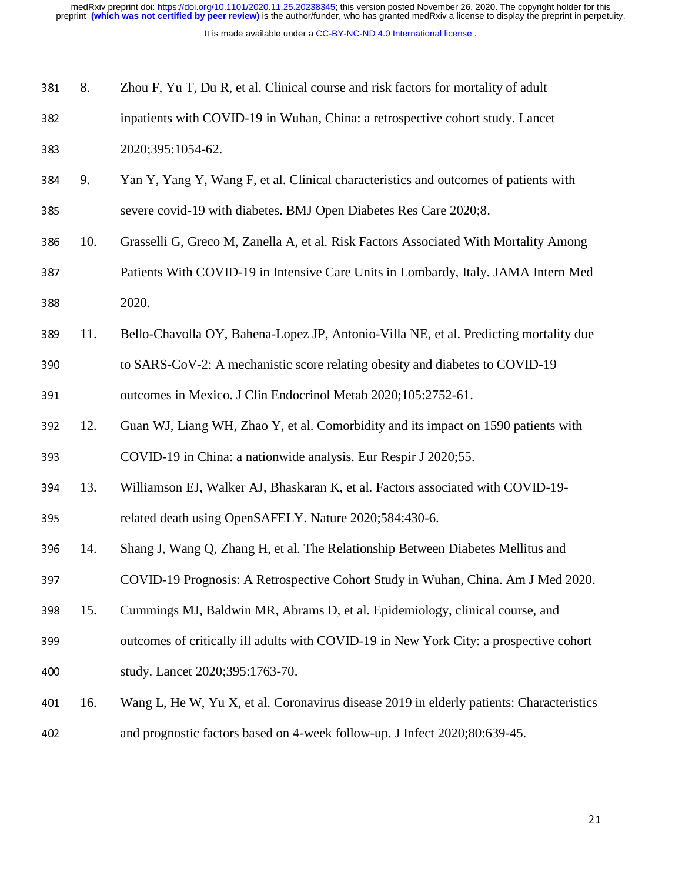8. Zhou F, Yu T, Du R, et al. Clinical course and risk factors for mortality of adult inpatients with COVID-19 in Wuhan, China: a retrospective cohort study. Lancet 2020;395:1054-62.
9. Yan Y, Yang Y, Wang F, et al. Clinical characteristics and outcomes of patients with severe covid-19 with diabetes. BMJ Open Diabetes Res Care 2020;8.
10. Grasselli G, Greco M, Zanella A, et al. Risk Factors Associated With Mortality Among Patients With COVID-19 in Intensive Care Units in Lombardy, Italy. JAMA Intern Med 2020.
11. Bello-Chavolla OY, Bahena-Lopez JP, Antonio-Villa NE, et al. Predicting mortality due to SARS-CoV-2: A mechanistic score relating obesity and diabetes to COVID-19 outcomes in Mexico. J Clin Endocrinol Metab 2020;105:2752-61.
12. Guan WJ, Liang WH, Zhao Y, et al. Comorbidity and its impact on 1590 patients with COVID-19 in China: a nationwide analysis. Eur Respir J 2020;55.
13. Williamson EJ, Walker AJ, Bhaskaran K, et al. Factors associated with COVID-19-related death using OpenSAFELY. Nature 2020;584:430-6.
14. Shang J, Wang Q, Zhang H, et al. The Relationship Between Diabetes Mellitus and COVID-19 Prognosis: A Retrospective Cohort Study in Wuhan, China. Am J Med 2020.
15. Cummings MJ, Baldwin MR, Abrams D, et al. Epidemiology, clinical course, and outcomes of critically ill adults with COVID-19 in New York City: a prospective cohort study. Lancet 2020;395:1763-70.
16. Wang L, He W, Yu X, et al. Coronavirus disease 2019 in elderly patients: Characteristics and prognostic factors based on 4-week follow-up. J Infect 2020;80:639-45.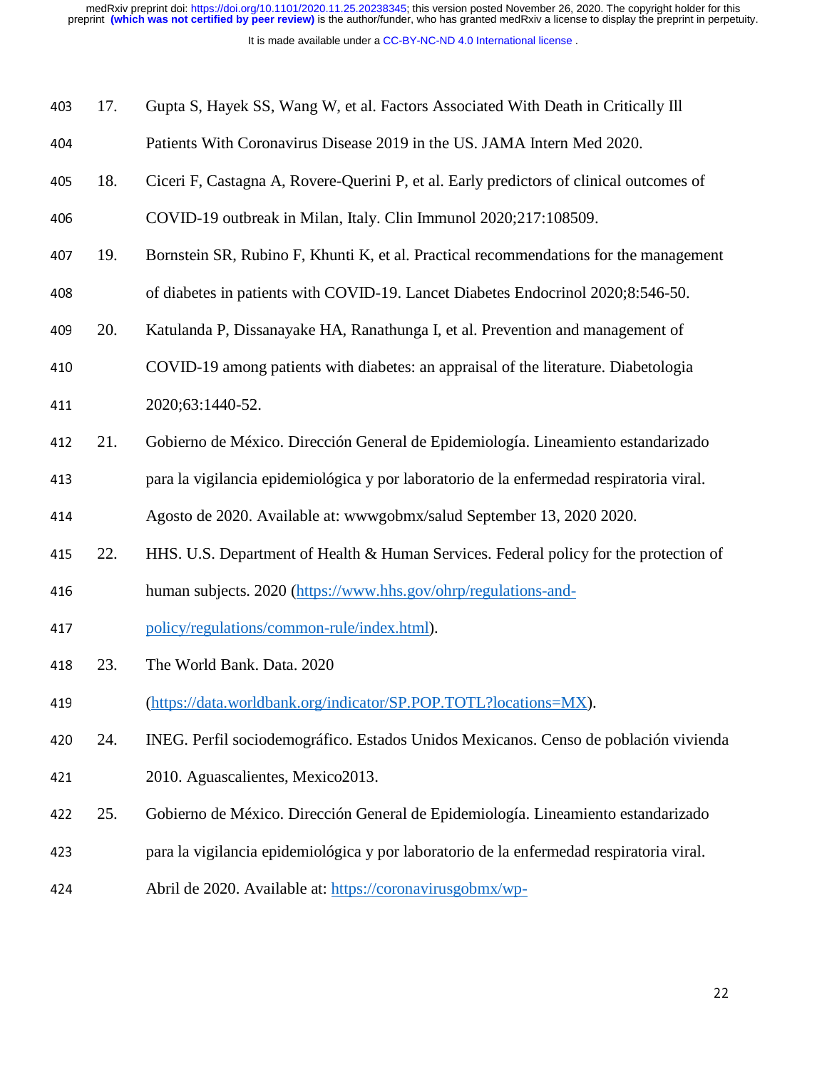17. Gupta S, Hayek SS, Wang W, et al. Factors Associated With Death in Critically Ill Patients With Coronavirus Disease 2019 in the US. JAMA Intern Med 2020.
18. Ciceri F, Castagna A, Rovere-Querini P, et al. Early predictors of clinical outcomes of COVID-19 outbreak in Milan, Italy. Clin Immunol 2020;217:108509.
19. Bornstein SR, Rubino F, Khunti K, et al. Practical recommendations for the management of diabetes in patients with COVID-19. Lancet Diabetes Endocrinol 2020;8:546-50.
20. Katulanda P, Dissanayake HA, Ranathunga I, et al. Prevention and management of COVID-19 among patients with diabetes: an appraisal of the literature. Diabetologia 2020;63:1440-52.
21. Gobierno de México. Dirección General de Epidemiología. Lineamiento estandarizado para la vigilancia epidemiológica y por laboratorio de la enfermedad respiratoria viral. Agosto de 2020. Available at: wwwgobmx/salud September 13, 2020 2020.
22. HHS. U.S. Department of Health & Human Services. Federal policy for the protection of human subjects. 2020 (https://www.hhs.gov/ohrp/regulations-and-policy/regulations/common-rule/index.html).
23. The World Bank. Data. 2020 (https://data.worldbank.org/indicator/SP.POP.TOTL?locations=MX).
24. INEG. Perfil sociodemográfico. Estados Unidos Mexicanos. Censo de población vivienda 2010. Aguascalientes, Mexico2013.
25. Gobierno de México. Dirección General de Epidemiología. Lineamiento estandarizado para la vigilancia epidemiológica y por laboratorio de la enfermedad respiratoria viral. Abril de 2020. Available at: https://coronavirusgobmx/wp-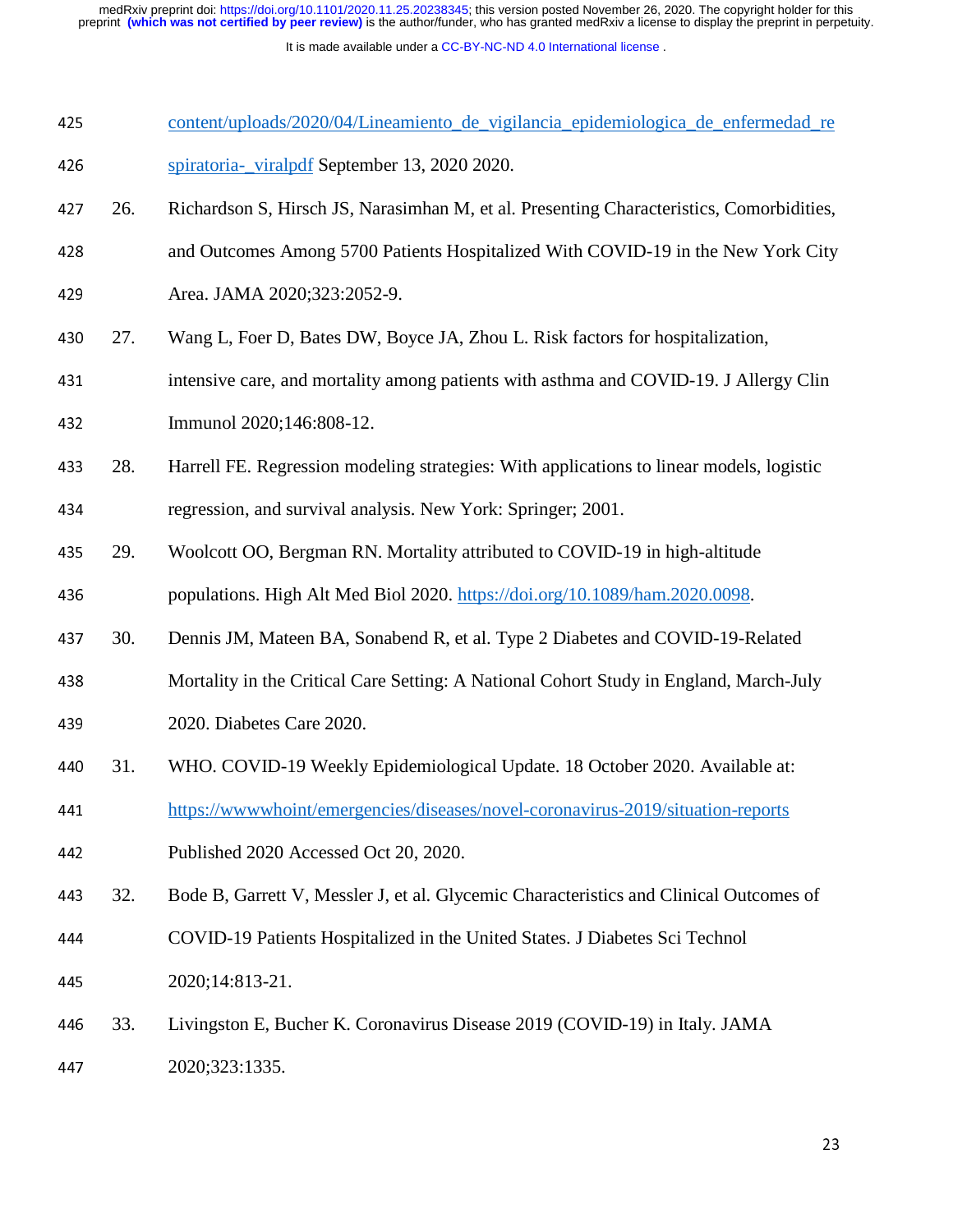content/uploads/2020/04/Lineamiento_de_vigilancia_epidemiologica_de_enfermedad_respiratoria-_viralpdf September 13, 2020 2020.

26. Richardson S, Hirsch JS, Narasimhan M, et al. Presenting Characteristics, Comorbidities, and Outcomes Among 5700 Patients Hospitalized With COVID-19 in the New York City Area. JAMA 2020;323:2052-9.

27. Wang L, Foer D, Bates DW, Boyce JA, Zhou L. Risk factors for hospitalization, intensive care, and mortality among patients with asthma and COVID-19. J Allergy Clin Immunol 2020;146:808-12.

28. Harrell FE. Regression modeling strategies: With applications to linear models, logistic regression, and survival analysis. New York: Springer; 2001.

29. Woolcott OO, Bergman RN. Mortality attributed to COVID-19 in high-altitude populations. High Alt Med Biol 2020. https://doi.org/10.1089/ham.2020.0098.

30. Dennis JM, Mateen BA, Sonabend R, et al. Type 2 Diabetes and COVID-19-Related Mortality in the Critical Care Setting: A National Cohort Study in England, March-July 2020. Diabetes Care 2020.

31. WHO. COVID-19 Weekly Epidemiological Update. 18 October 2020. Available at: https://wwwwhoint/emergencies/diseases/novel-coronavirus-2019/situation-reports Published 2020 Accessed Oct 20, 2020.

32. Bode B, Garrett V, Messler J, et al. Glycemic Characteristics and Clinical Outcomes of COVID-19 Patients Hospitalized in the United States. J Diabetes Sci Technol 2020;14:813-21.

33. Livingston E, Bucher K. Coronavirus Disease 2019 (COVID-19) in Italy. JAMA 2020;323:1335.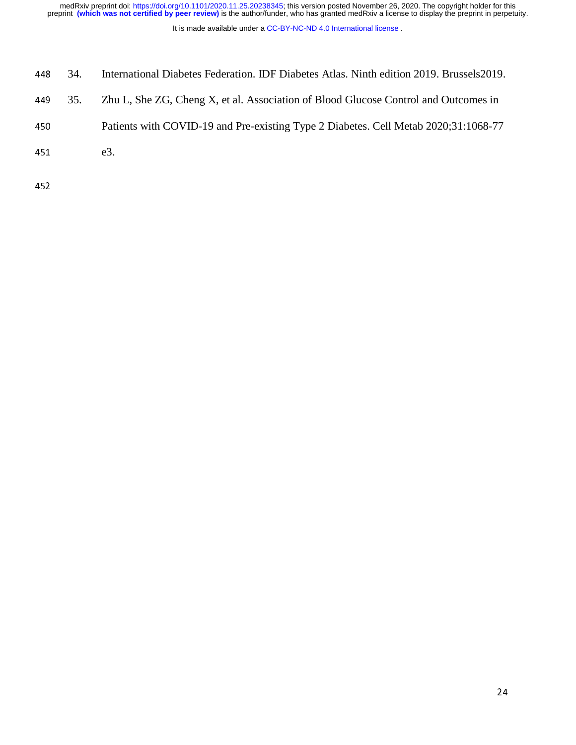34. International Diabetes Federation. IDF Diabetes Atlas. Ninth edition 2019. Brussels2019.

35. Zhu L, She ZG, Cheng X, et al. Association of Blood Glucose Control and Outcomes in Patients with COVID-19 and Pre-existing Type 2 Diabetes. Cell Metab 2020;31:1068-77 e3.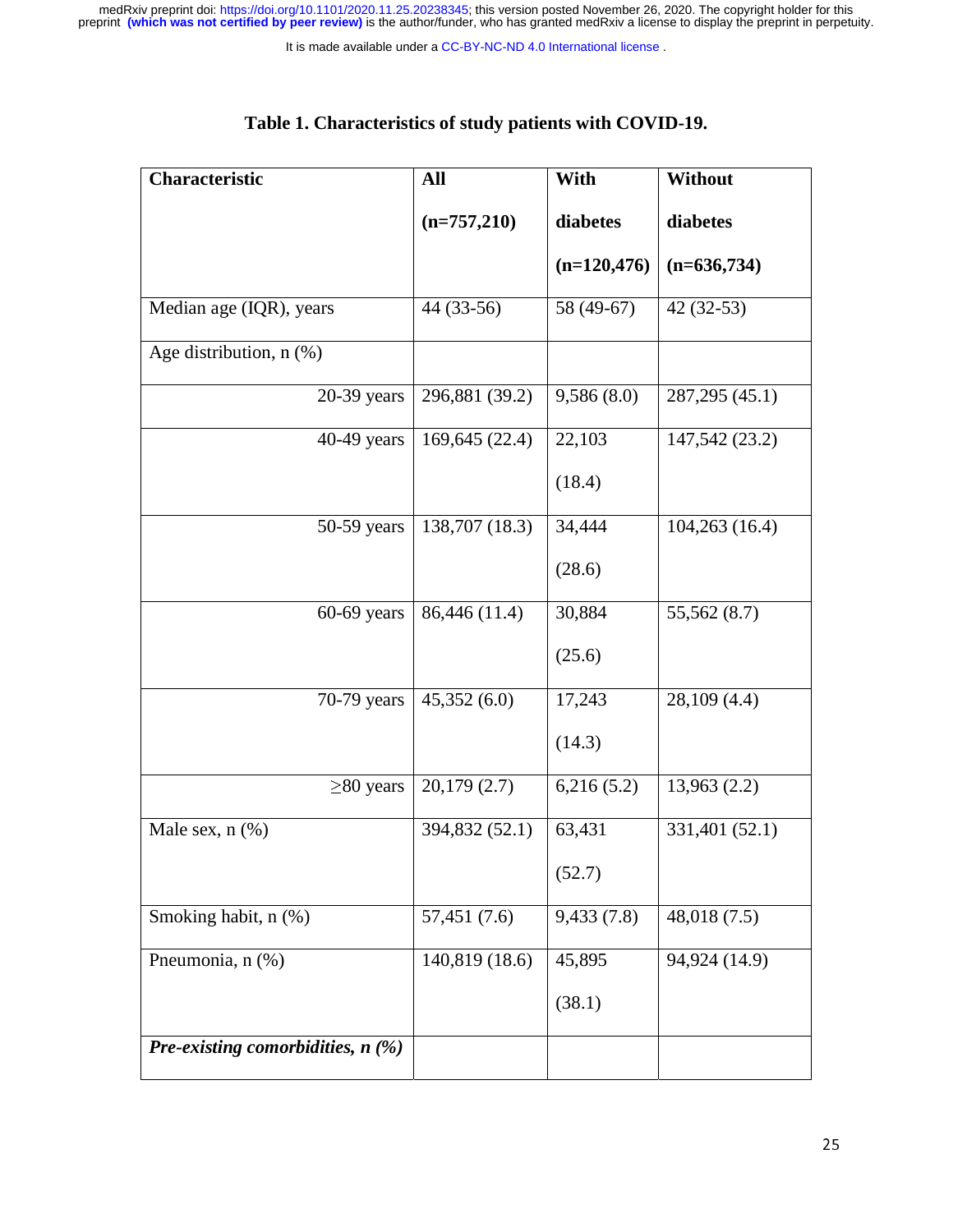**Table 1. Characteristics of study patients with COVID-19.**

| Characteristic | All (n=757,210) | With diabetes (n=120,476) | Without diabetes (n=636,734) |
|---|---|---|---|
| Median age (IQR), years | 44 (33-56) | 58 (49-67) | 42 (32-53) |
| Age distribution, n (%) | | | |
| 20-39 years | 296,881 (39.2) | 9,586 (8.0) | 287,295 (45.1) |
| 40-49 years | 169,645 (22.4) | 22,103 (18.4) | 147,542 (23.2) |
| 50-59 years | 138,707 (18.3) | 34,444 (28.6) | 104,263 (16.4) |
| 60-69 years | 86,446 (11.4) | 30,884 (25.6) | 55,562 (8.7) |
| 70-79 years | 45,352 (6.0) | 17,243 (14.3) | 28,109 (4.4) |
| ≥80 years | 20,179 (2.7) | 6,216 (5.2) | 13,963 (2.2) |
| Male sex, n (%) | 394,832 (52.1) | 63,431 (52.7) | 331,401 (52.1) |
| Smoking habit, n (%) | 57,451 (7.6) | 9,433 (7.8) | 48,018 (7.5) |
| Pneumonia, n (%) | 140,819 (18.6) | 45,895 (38.1) | 94,924 (14.9) |
| ***Pre-existing comorbidities, n (%)*** | | | |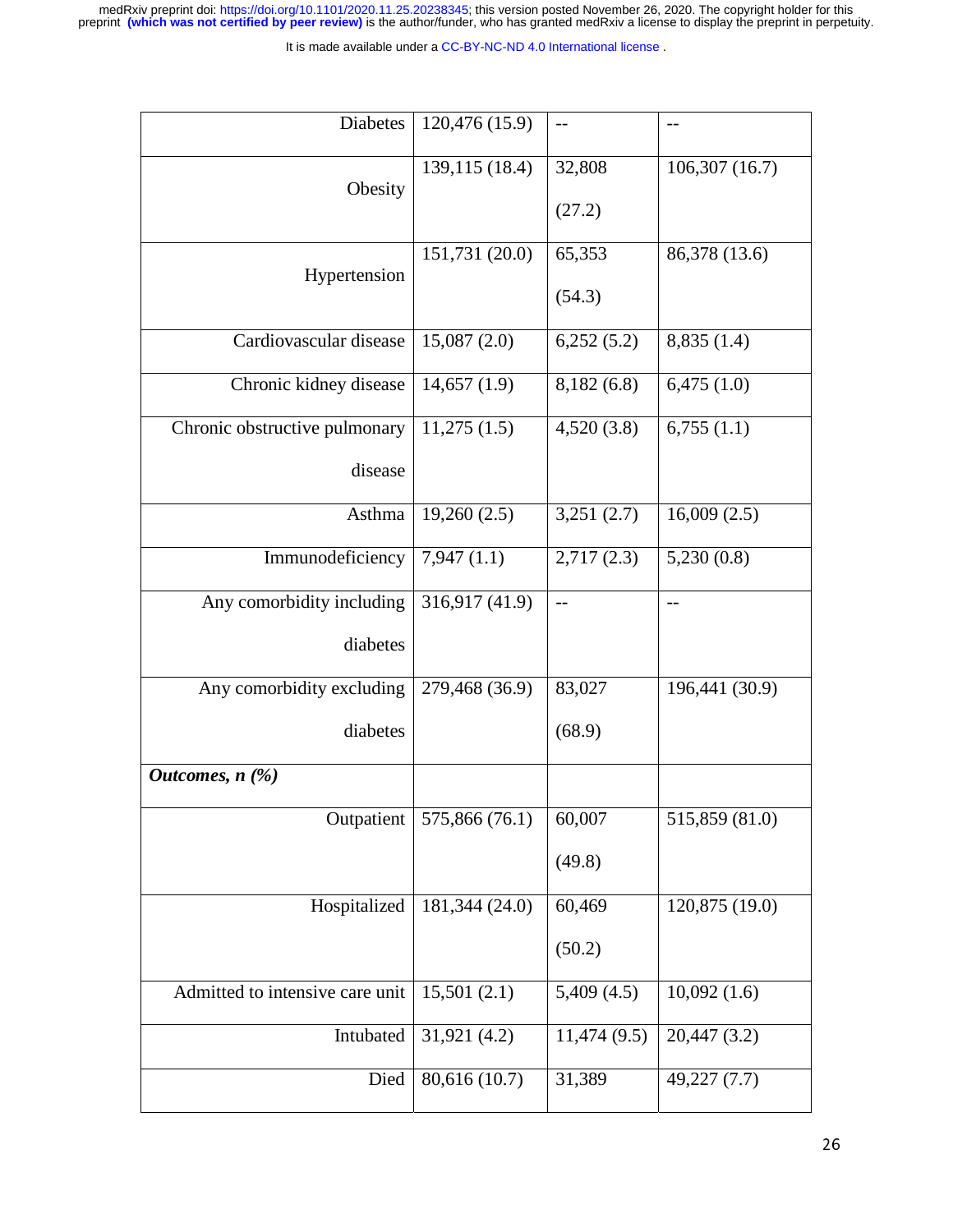| | | | |
|---|---|---|---|
| Diabetes | 120,476 (15.9) | -- | -- |
| Obesity | 139,115 (18.4) | 32,808 (27.2) | 106,307 (16.7) |
| Hypertension | 151,731 (20.0) | 65,353 (54.3) | 86,378 (13.6) |
| Cardiovascular disease | 15,087 (2.0) | 6,252 (5.2) | 8,835 (1.4) |
| Chronic kidney disease | 14,657 (1.9) | 8,182 (6.8) | 6,475 (1.0) |
| Chronic obstructive pulmonary disease | 11,275 (1.5) | 4,520 (3.8) | 6,755 (1.1) |
| Asthma | 19,260 (2.5) | 3,251 (2.7) | 16,009 (2.5) |
| Immunodeficiency | 7,947 (1.1) | 2,717 (2.3) | 5,230 (0.8) |
| Any comorbidity including diabetes | 316,917 (41.9) | -- | -- |
| Any comorbidity excluding diabetes | 279,468 (36.9) | 83,027 (68.9) | 196,441 (30.9) |
| ***Outcomes, n (%)*** | | | |
| Outpatient | 575,866 (76.1) | 60,007 (49.8) | 515,859 (81.0) |
| Hospitalized | 181,344 (24.0) | 60,469 (50.2) | 120,875 (19.0) |
| Admitted to intensive care unit | 15,501 (2.1) | 5,409 (4.5) | 10,092 (1.6) |
| Intubated | 31,921 (4.2) | 11,474 (9.5) | 20,447 (3.2) |
| Died | 80,616 (10.7) | 31,389 | 49,227 (7.7) |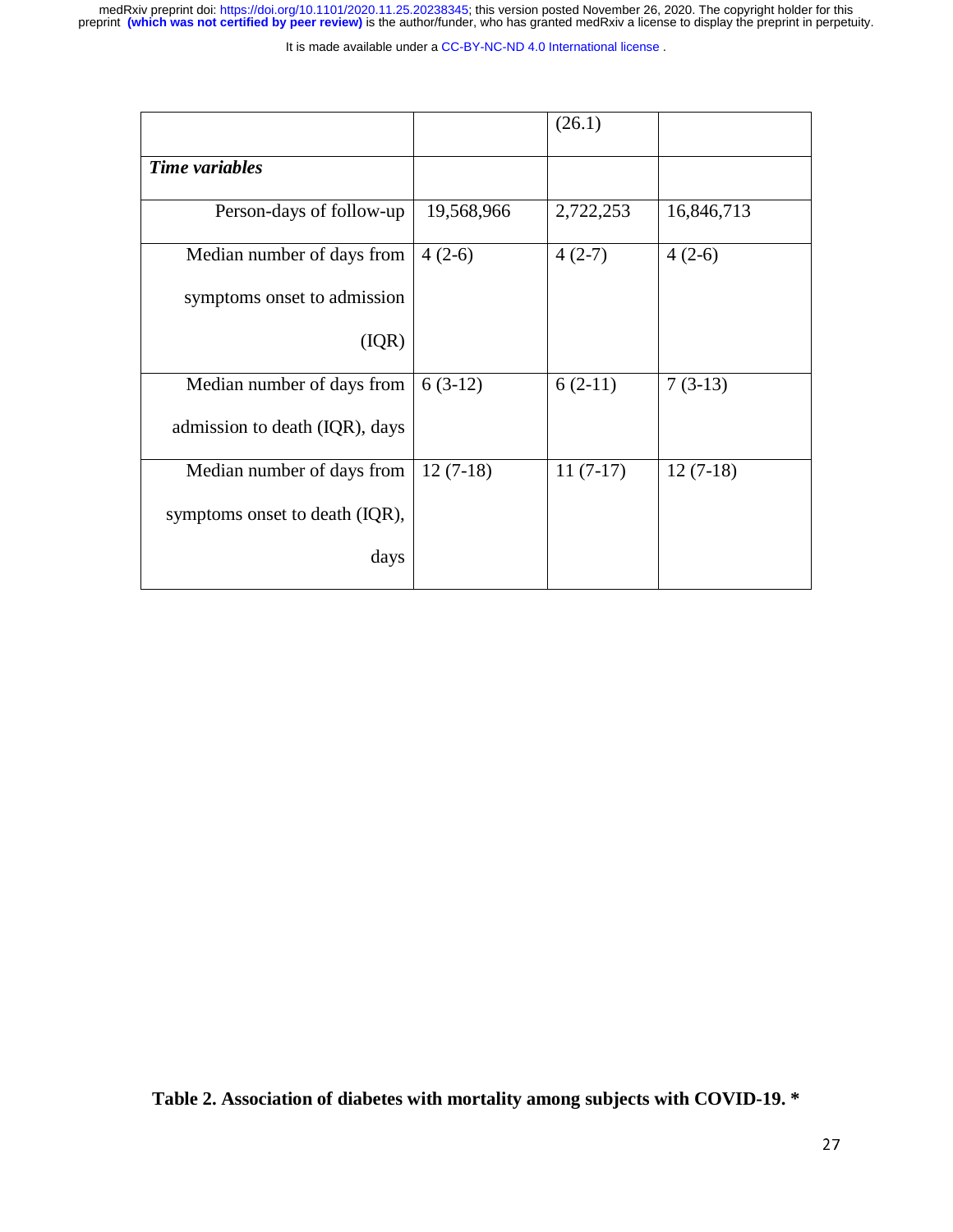| | | | |
|---|---|---|---|
| | | (26.1) | |
| ***Time variables*** | | | |
| Person-days of follow-up | 19,568,966 | 2,722,253 | 16,846,713 |
| Median number of days from symptoms onset to admission (IQR) | 4 (2-6) | 4 (2-7) | 4 (2-6) |
| Median number of days from admission to death (IQR), days | 6 (3-12) | 6 (2-11) | 7 (3-13) |
| Median number of days from symptoms onset to death (IQR), days | 12 (7-18) | 11 (7-17) | 12 (7-18) |

**Table 2. Association of diabetes with mortality among subjects with COVID-19. ***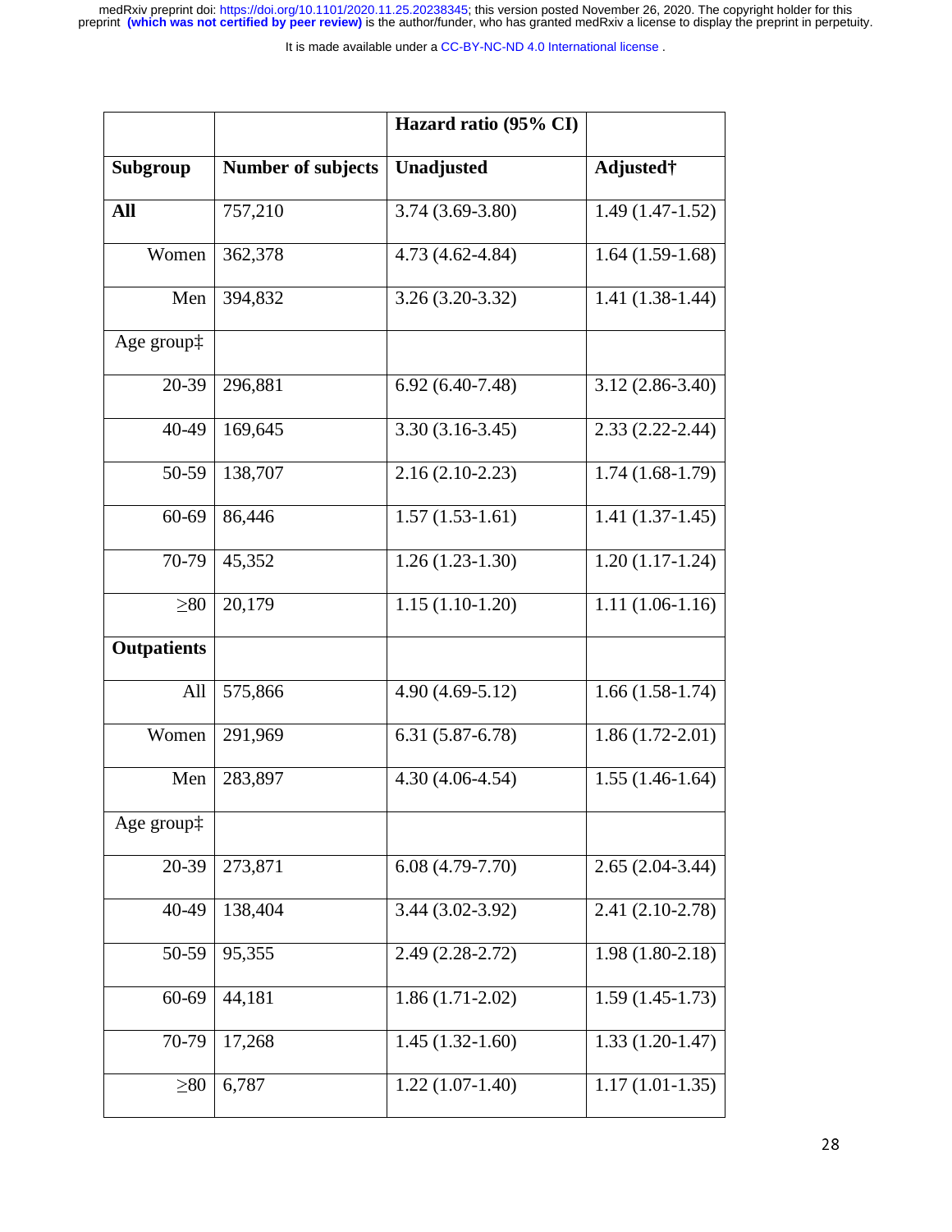| | | Hazard ratio (95% CI) | |
|---|---|---|---|
| **Subgroup** | **Number of subjects** | **Unadjusted** | **Adjusted†** |
| **All** | 757,210 | 3.74 (3.69-3.80) | 1.49 (1.47-1.52) |
| Women | 362,378 | 4.73 (4.62-4.84) | 1.64 (1.59-1.68) |
| Men | 394,832 | 3.26 (3.20-3.32) | 1.41 (1.38-1.44) |
| Age group‡ | | | |
| 20-39 | 296,881 | 6.92 (6.40-7.48) | 3.12 (2.86-3.40) |
| 40-49 | 169,645 | 3.30 (3.16-3.45) | 2.33 (2.22-2.44) |
| 50-59 | 138,707 | 2.16 (2.10-2.23) | 1.74 (1.68-1.79) |
| 60-69 | 86,446 | 1.57 (1.53-1.61) | 1.41 (1.37-1.45) |
| 70-79 | 45,352 | 1.26 (1.23-1.30) | 1.20 (1.17-1.24) |
| ≥80 | 20,179 | 1.15 (1.10-1.20) | 1.11 (1.06-1.16) |
| **Outpatients** | | | |
| All | 575,866 | 4.90 (4.69-5.12) | 1.66 (1.58-1.74) |
| Women | 291,969 | 6.31 (5.87-6.78) | 1.86 (1.72-2.01) |
| Men | 283,897 | 4.30 (4.06-4.54) | 1.55 (1.46-1.64) |
| Age group‡ | | | |
| 20-39 | 273,871 | 6.08 (4.79-7.70) | 2.65 (2.04-3.44) |
| 40-49 | 138,404 | 3.44 (3.02-3.92) | 2.41 (2.10-2.78) |
| 50-59 | 95,355 | 2.49 (2.28-2.72) | 1.98 (1.80-2.18) |
| 60-69 | 44,181 | 1.86 (1.71-2.02) | 1.59 (1.45-1.73) |
| 70-79 | 17,268 | 1.45 (1.32-1.60) | 1.33 (1.20-1.47) |
| ≥80 | 6,787 | 1.22 (1.07-1.40) | 1.17 (1.01-1.35) |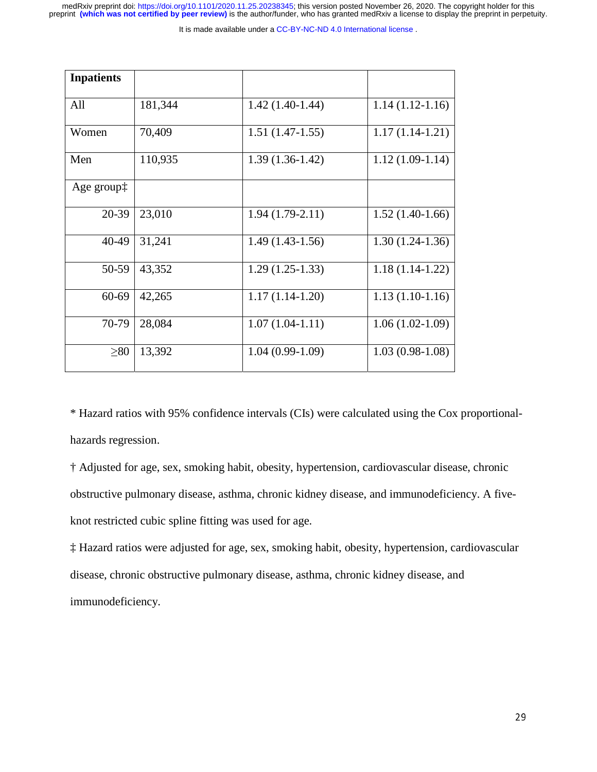| **Inpatients** | | | |
|---|---|---|---|
| All | 181,344 | 1.42 (1.40-1.44) | 1.14 (1.12-1.16) |
| Women | 70,409 | 1.51 (1.47-1.55) | 1.17 (1.14-1.21) |
| Men | 110,935 | 1.39 (1.36-1.42) | 1.12 (1.09-1.14) |
| Age group‡ | | | |
| 20-39 | 23,010 | 1.94 (1.79-2.11) | 1.52 (1.40-1.66) |
| 40-49 | 31,241 | 1.49 (1.43-1.56) | 1.30 (1.24-1.36) |
| 50-59 | 43,352 | 1.29 (1.25-1.33) | 1.18 (1.14-1.22) |
| 60-69 | 42,265 | 1.17 (1.14-1.20) | 1.13 (1.10-1.16) |
| 70-79 | 28,084 | 1.07 (1.04-1.11) | 1.06 (1.02-1.09) |
| ≥80 | 13,392 | 1.04 (0.99-1.09) | 1.03 (0.98-1.08) |

* Hazard ratios with 95% confidence intervals (CIs) were calculated using the Cox proportional-hazards regression.

† Adjusted for age, sex, smoking habit, obesity, hypertension, cardiovascular disease, chronic obstructive pulmonary disease, asthma, chronic kidney disease, and immunodeficiency. A five-knot restricted cubic spline fitting was used for age.

‡ Hazard ratios were adjusted for age, sex, smoking habit, obesity, hypertension, cardiovascular disease, chronic obstructive pulmonary disease, asthma, chronic kidney disease, and immunodeficiency.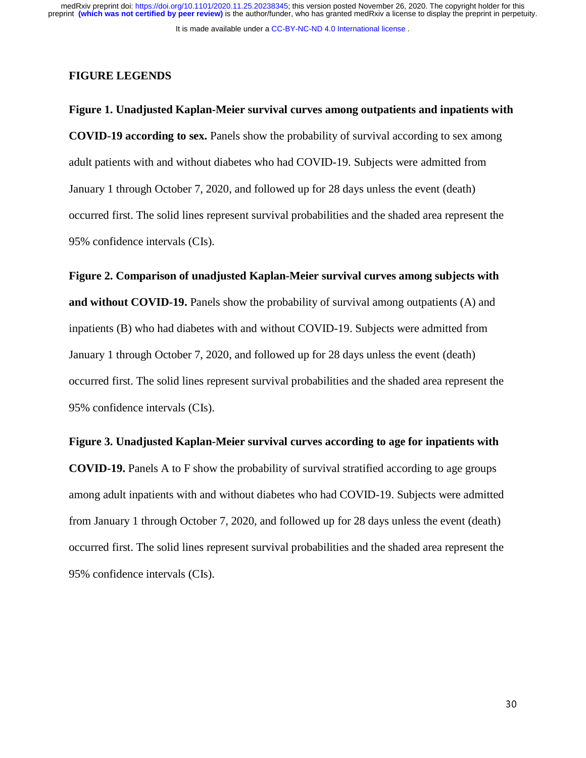## FIGURE LEGENDS

**Figure 1. Unadjusted Kaplan-Meier survival curves among outpatients and inpatients with COVID-19 according to sex.** Panels show the probability of survival according to sex among adult patients with and without diabetes who had COVID-19. Subjects were admitted from January 1 through October 7, 2020, and followed up for 28 days unless the event (death) occurred first. The solid lines represent survival probabilities and the shaded area represent the 95% confidence intervals (CIs).

**Figure 2. Comparison of unadjusted Kaplan-Meier survival curves among subjects with and without COVID-19.** Panels show the probability of survival among outpatients (A) and inpatients (B) who had diabetes with and without COVID-19. Subjects were admitted from January 1 through October 7, 2020, and followed up for 28 days unless the event (death) occurred first. The solid lines represent survival probabilities and the shaded area represent the 95% confidence intervals (CIs).

**Figure 3. Unadjusted Kaplan-Meier survival curves according to age for inpatients with COVID-19.** Panels A to F show the probability of survival stratified according to age groups among adult inpatients with and without diabetes who had COVID-19. Subjects were admitted from January 1 through October 7, 2020, and followed up for 28 days unless the event (death) occurred first. The solid lines represent survival probabilities and the shaded area represent the 95% confidence intervals (CIs).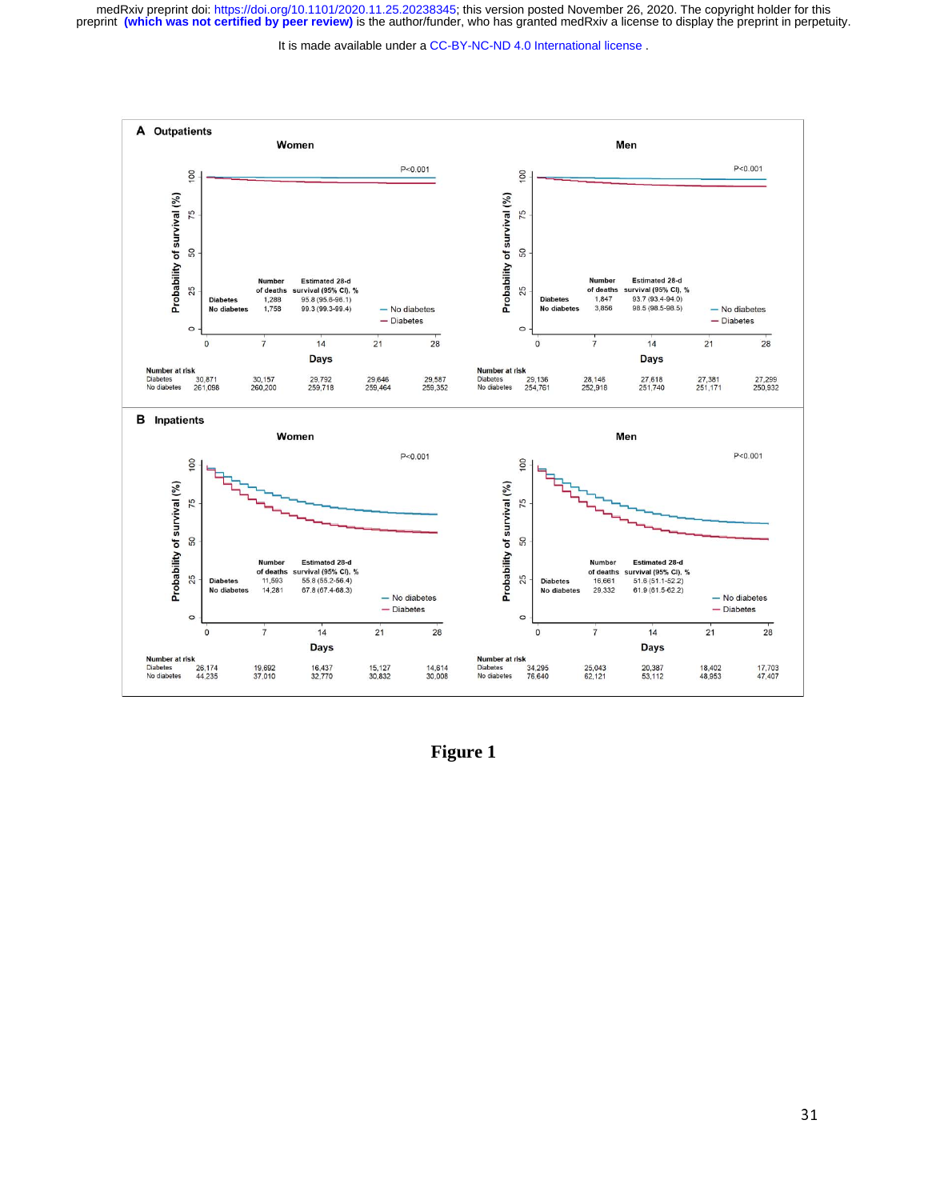**A Outpatients**

**Women**

P<0.001

| | Number of deaths | Estimated 28-d survival (95% CI), % |
| --- | --- | --- |
| Diabetes | 1,288 | 95.8 (95.6-96.1) |
| No diabetes | 1,758 | 99.3 (99.3-99.4) |

| Number at risk | 0 | 7 | 14 | 21 | 28 |
| --- | --- | --- | --- | --- | --- |
| Diabetes | 30,871 | 30,157 | 29,792 | 29,646 | 29,587 |
| No diabetes | 261,098 | 260,200 | 259,718 | 259,464 | 259,352 |

**Men**

P<0.001

| | Number of deaths | Estimated 28-d survival (95% CI), % |
| --- | --- | --- |
| Diabetes | 1,847 | 93.7 (93.4-94.0) |
| No diabetes | 3,856 | 98.5 (98.5-98.5) |

| Number at risk | 0 | 7 | 14 | 21 | 28 |
| --- | --- | --- | --- | --- | --- |
| Diabetes | 29,136 | 28,146 | 27,618 | 27,381 | 27,299 |
| No diabetes | 254,761 | 252,918 | 251,740 | 251,171 | 250,932 |

**B Inpatients**

**Women**

P<0.001

| | Number of deaths | Estimated 28-d survival (95% CI), % |
| --- | --- | --- |
| Diabetes | 11,593 | 55.8 (55.2-56.4) |
| No diabetes | 14,281 | 67.8 (67.4-68.3) |

| Number at risk | 0 | 7 | 14 | 21 | 28 |
| --- | --- | --- | --- | --- | --- |
| Diabetes | 26,174 | 19,692 | 16,437 | 15,127 | 14,814 |
| No diabetes | 44,235 | 37,010 | 32,770 | 30,832 | 30,008 |

**Men**

P<0.001

| | Number of deaths | Estimated 28-d survival (95% CI), % |
| --- | --- | --- |
| Diabetes | 16,661 | 51.6 (51.1-52.2) |
| No diabetes | 29,332 | 61.9 (61.5-62.2) |

| Number at risk | 0 | 7 | 14 | 21 | 28 |
| --- | --- | --- | --- | --- | --- |
| Diabetes | 34,295 | 25,043 | 20,387 | 18,402 | 17,703 |
| No diabetes | 76,640 | 62,121 | 53,112 | 48,953 | 47,407 |

**Figure 1**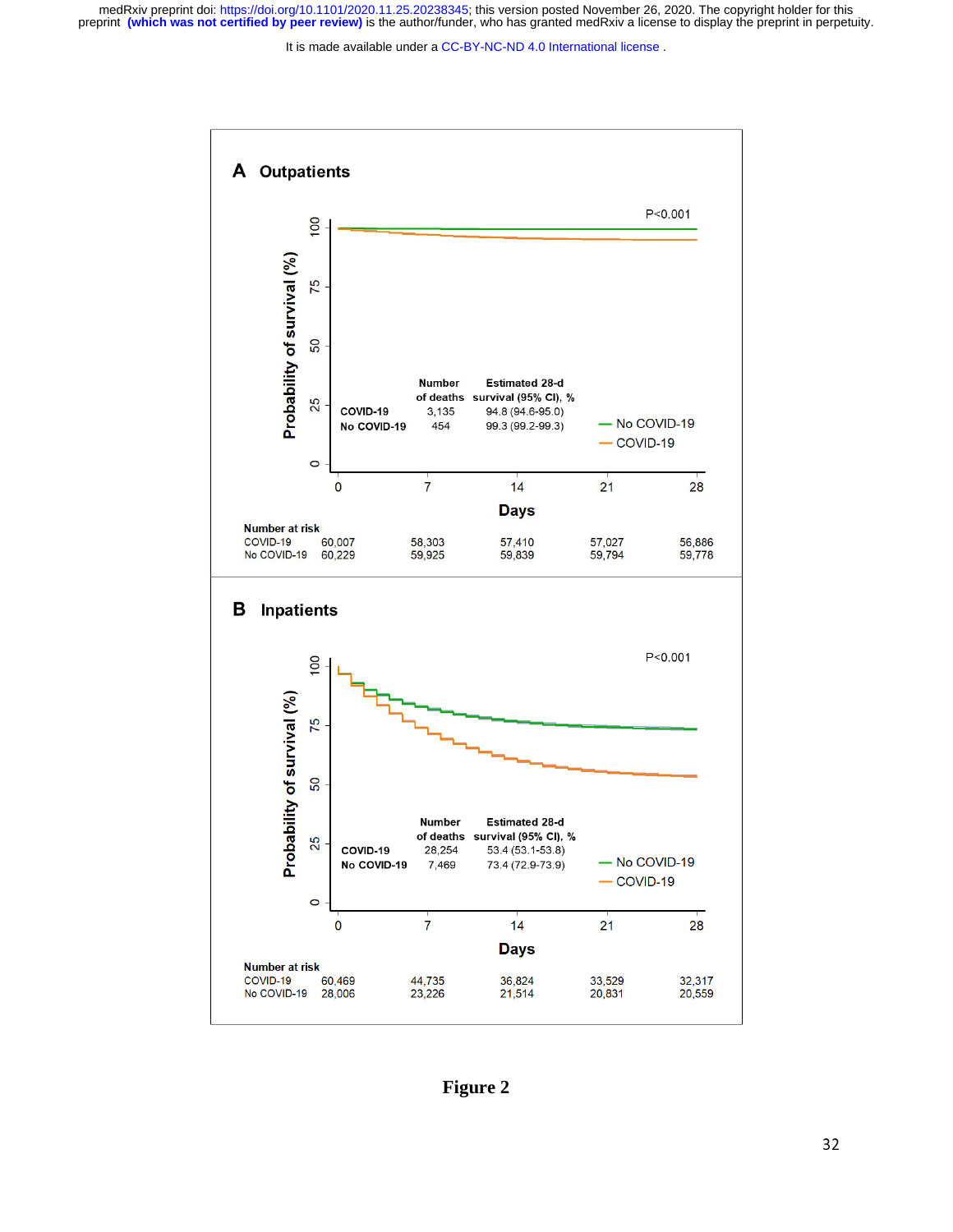**A Outpatients**

P<0.001

| | Number of deaths | Estimated 28-d survival (95% CI), % |
|---|---|---|
| COVID-19 | 3,135 | 94.8 (94.6-95.0) |
| No COVID-19 | 454 | 99.3 (99.2-99.3) |

— No COVID-19
— COVID-19

Number at risk

| | 0 | 7 | 14 | 21 | 28 |
|---|---|---|---|---|---|
| COVID-19 | 60,007 | 58,303 | 57,410 | 57,027 | 56,886 |
| No COVID-19 | 60,229 | 59,925 | 59,839 | 59,794 | 59,778 |

**B Inpatients**

P<0.001

| | Number of deaths | Estimated 28-d survival (95% CI), % |
|---|---|---|
| COVID-19 | 28,254 | 53.4 (53.1-53.8) |
| No COVID-19 | 7,469 | 73.4 (72.9-73.9) |

— No COVID-19
— COVID-19

Number at risk

| | 0 | 7 | 14 | 21 | 28 |
|---|---|---|---|---|---|
| COVID-19 | 60,469 | 44,735 | 36,824 | 33,529 | 32,317 |
| No COVID-19 | 28,006 | 23,226 | 21,514 | 20,831 | 20,559 |

**Figure 2**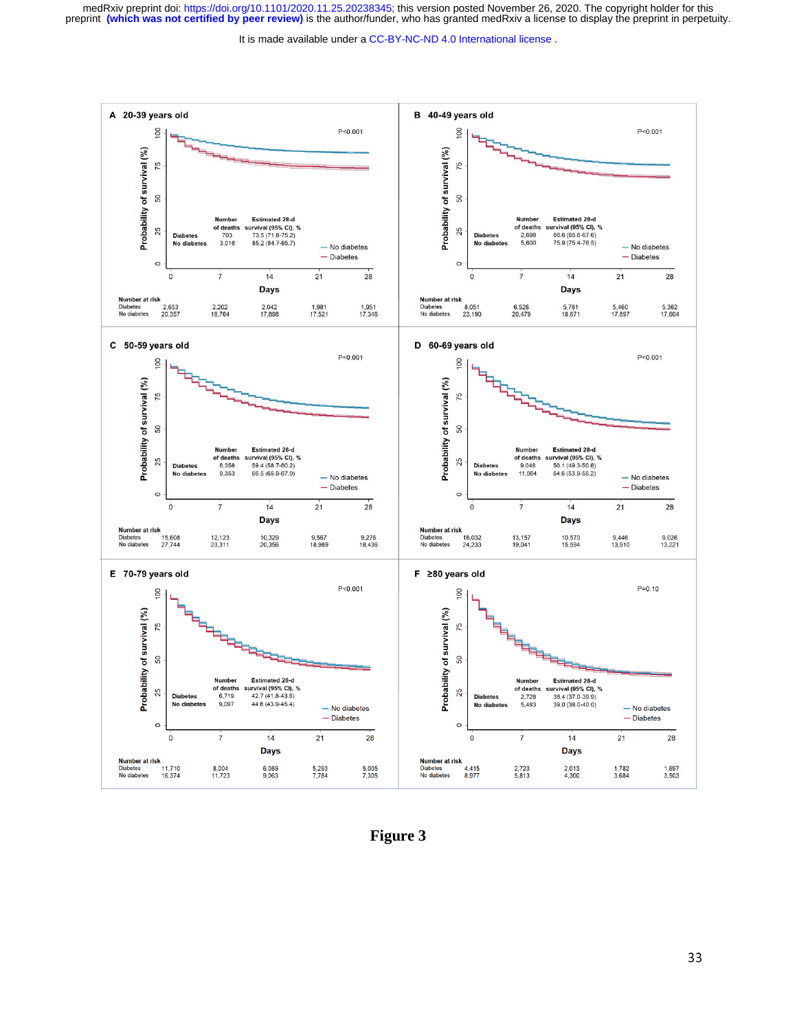medRxiv preprint doi: https://doi.org/10.1101/2020.11.25.20238345; this version posted November 26, 2020. The copyright holder for this preprint **(which was not certified by peer review)** is the author/funder, who has granted medRxiv a license to display the preprint in perpetuity.

It is made available under a CC-BY-NC-ND 4.0 International license .

**A 20-39 years old**

P<0.001

Probability of survival (%)

100
75
50
25
0

Days
0 7 14 21 28

| | Number of deaths | Estimated 28-d survival (95% CI), % |
|---|---|---|
| Diabetes | 703 | 73.5 (71.8-75.2) |
| No diabetes | 3,016 | 85.2 (84.7-85.7) |

No diabetes
Diabetes

| Number at risk | | | | | |
|---|---|---|---|---|---|
| Diabetes | 2,653 | 2,202 | 2,042 | 1,981 | 1,951 |
| No diabetes | 20,357 | 18,764 | 17,898 | 17,521 | 17,346 |

**B 40-49 years old**

P<0.001

Probability of survival (%)

100
75
50
25
0

Days
0 7 14 21 28

| | Number of deaths | Estimated 28-d survival (95% CI), % |
|---|---|---|
| Diabetes | 2,698 | 66.6 (65.6-67.6) |
| No diabetes | 5,600 | 75.9 (75.4-76.5) |

No diabetes
Diabetes

| Number at risk | | | | | |
|---|---|---|---|---|---|
| Diabetes | 8,051 | 6,526 | 5,781 | 5,460 | 5,362 |
| No diabetes | 23,190 | 20,479 | 18,671 | 17,897 | 17,604 |

**C 50-59 years old**

P<0.001

Probability of survival (%)

100
75
50
25
0

Days
0 7 14 21 28

| | Number of deaths | Estimated 28-d survival (95% CI), % |
|---|---|---|
| Diabetes | 6,358 | 59.4 (58.7-60.2) |
| No diabetes | 9,353 | 66.5 (65.9-67.0) |

No diabetes
Diabetes

| Number at risk | | | | | |
|---|---|---|---|---|---|
| Diabetes | 15,608 | 12,123 | 10,329 | 9,567 | 9,276 |
| No diabetes | 27,744 | 23,311 | 20,356 | 18,989 | 18,436 |

**D 60-69 years old**

P<0.001

Probability of survival (%)

100
75
50
25
0

Days
0 7 14 21 28

| | Number of deaths | Estimated 28-d survival (95% CI), % |
|---|---|---|
| Diabetes | 9,048 | 50.1 (49.3-50.8) |
| No diabetes | 11,064 | 54.6 (53.9-55.2) |

No diabetes
Diabetes

| Number at risk | | | | | |
|---|---|---|---|---|---|
| Diabetes | 18,032 | 13,157 | 10,570 | 9,446 | 9,026 |
| No diabetes | 24,233 | 19,041 | 15,594 | 13,910 | 13,221 |

**E 70-79 years old**

P<0.001

Probability of survival (%)

100
75
50
25
0

Days
0 7 14 21 28

| | Number of deaths | Estimated 28-d survival (95% CI), % |
|---|---|---|
| Diabetes | 6,719 | 42.7 (41.8-43.6) |
| No diabetes | 9,097 | 44.6 (43.9-45.4) |

No diabetes
Diabetes

| Number at risk | | | | | |
|---|---|---|---|---|---|
| Diabetes | 11,710 | 8,004 | 6,089 | 5,293 | 5,005 |
| No diabetes | 16,374 | 11,723 | 9,063 | 7,784 | 7,305 |

**F ≥80 years old**

P=0.10

Probability of survival (%)

100
75
50
25
0

Days
0 7 14 21 28

| | Number of deaths | Estimated 28-d survival (95% CI), % |
|---|---|---|
| Diabetes | 2,728 | 38.4 (37.0-39.9) |
| No diabetes | 5,483 | 39.0 (38.0-40.0) |

No diabetes
Diabetes

| Number at risk | | | | | |
|---|---|---|---|---|---|
| Diabetes | 4,415 | 2,723 | 2,013 | 1,782 | 1,697 |
| No diabetes | 8,977 | 5,813 | 4,300 | 3,684 | 3,503 |

**Figure 3**